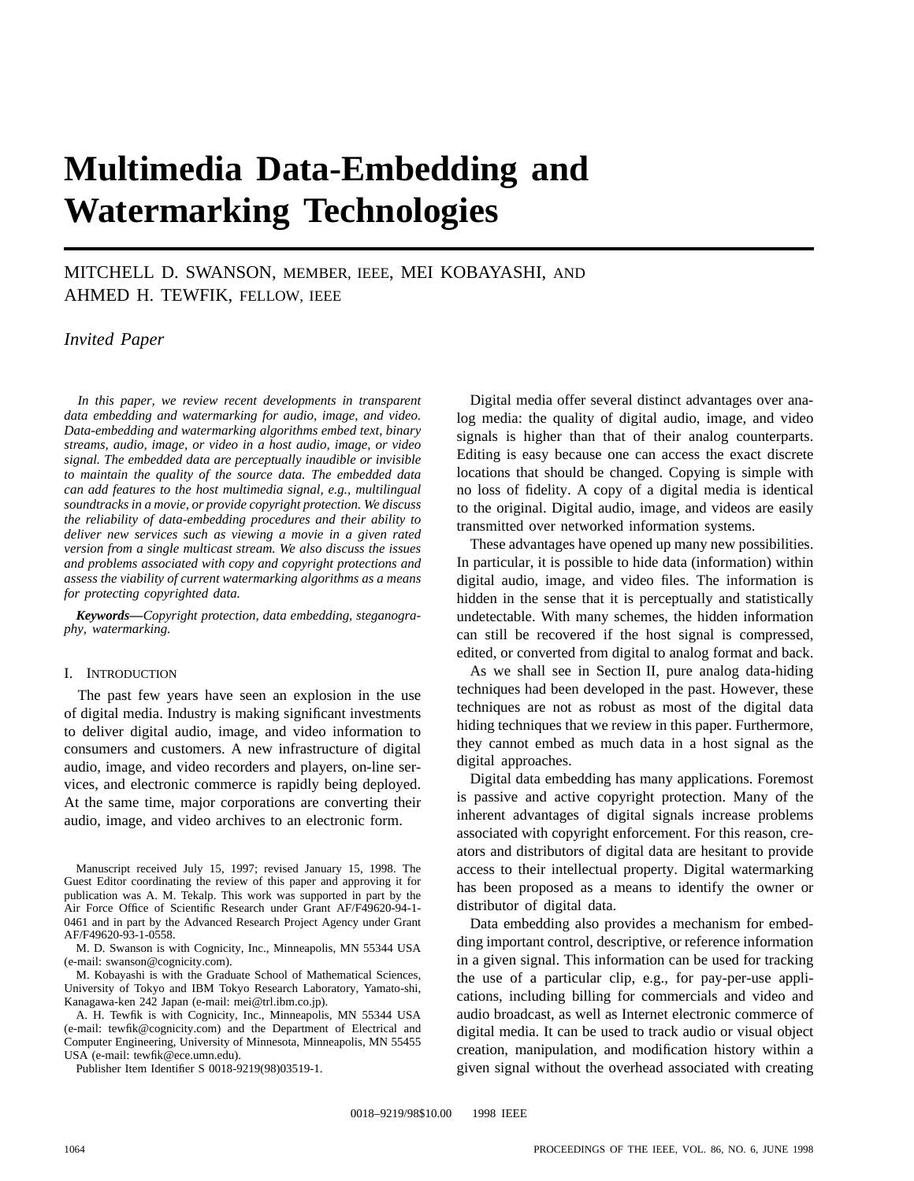# Multimedia Data-Embedding and Watermarking Technologies

MITCHELL D. SWANSON, MEMBER, IEEE, MEI KOBAYASHI, AND AHMED H. TEWFIK, FELLOW, IEEE

*Invited Paper*

*In this paper, we review recent developments in transparent data embedding and watermarking for audio, image, and video. Data-embedding and watermarking algorithms embed text, binary streams, audio, image, or video in a host audio, image, or video signal. The embedded data are perceptually inaudible or invisible to maintain the quality of the source data. The embedded data can add features to the host multimedia signal, e.g., multilingual soundtracks in a movie, or provide copyright protection. We discuss the reliability of data-embedding procedures and their ability to deliver new services such as viewing a movie in a given rated version from a single multicast stream. We also discuss the issues and problems associated with copy and copyright protections and assess the viability of current watermarking algorithms as a means for protecting copyrighted data.*

***Keywords*—***Copyright protection, data embedding, steganography, watermarking.*

## I. Introduction

The past few years have seen an explosion in the use of digital media. Industry is making significant investments to deliver digital audio, image, and video information to consumers and customers. A new infrastructure of digital audio, image, and video recorders and players, on-line services, and electronic commerce is rapidly being deployed. At the same time, major corporations are converting their audio, image, and video archives to an electronic form.

Manuscript received July 15, 1997; revised January 15, 1998. The Guest Editor coordinating the review of this paper and approving it for publication was A. M. Tekalp. This work was supported in part by the Air Force Office of Scientific Research under Grant AF/F49620-94-1-0461 and in part by the Advanced Research Project Agency under Grant AF/F49620-93-1-0558.

M. D. Swanson is with Cognicity, Inc., Minneapolis, MN 55344 USA (e-mail: swanson@cognicity.com).

M. Kobayashi is with the Graduate School of Mathematical Sciences, University of Tokyo and IBM Tokyo Research Laboratory, Yamato-shi, Kanagawa-ken 242 Japan (e-mail: mei@trl.ibm.co.jp).

A. H. Tewfik is with Cognicity, Inc., Minneapolis, MN 55344 USA (e-mail: tewfik@cognicity.com) and the Department of Electrical and Computer Engineering, University of Minnesota, Minneapolis, MN 55455 USA (e-mail: tewfik@ece.umn.edu).

Publisher Item Identifier S 0018-9219(98)03519-1.

0018–9219/98$10.00 © 1998 IEEE

Digital media offer several distinct advantages over analog media: the quality of digital audio, image, and video signals is higher than that of their analog counterparts. Editing is easy because one can access the exact discrete locations that should be changed. Copying is simple with no loss of fidelity. A copy of a digital media is identical to the original. Digital audio, image, and videos are easily transmitted over networked information systems.

These advantages have opened up many new possibilities. In particular, it is possible to hide data (information) within digital audio, image, and video files. The information is hidden in the sense that it is perceptually and statistically undetectable. With many schemes, the hidden information can still be recovered if the host signal is compressed, edited, or converted from digital to analog format and back.

As we shall see in Section II, pure analog data-hiding techniques had been developed in the past. However, these techniques are not as robust as most of the digital data hiding techniques that we review in this paper. Furthermore, they cannot embed as much data in a host signal as the digital approaches.

Digital data embedding has many applications. Foremost is passive and active copyright protection. Many of the inherent advantages of digital signals increase problems associated with copyright enforcement. For this reason, creators and distributors of digital data are hesitant to provide access to their intellectual property. Digital watermarking has been proposed as a means to identify the owner or distributor of digital data.

Data embedding also provides a mechanism for embedding important control, descriptive, or reference information in a given signal. This information can be used for tracking the use of a particular clip, e.g., for pay-per-use applications, including billing for commercials and video and audio broadcast, as well as Internet electronic commerce of digital media. It can be used to track audio or visual object creation, manipulation, and modification history within a given signal without the overhead associated with creating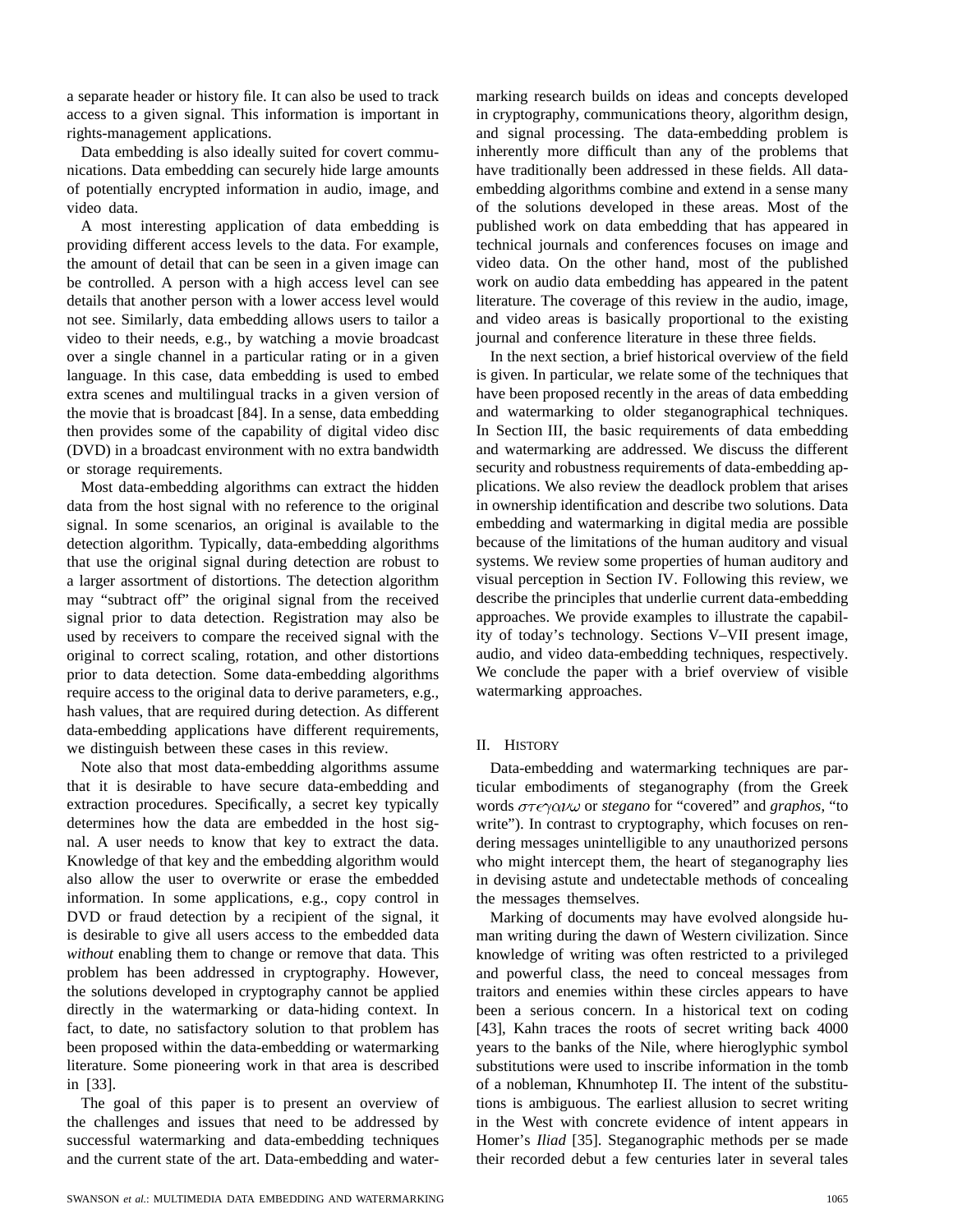a separate header or history file. It can also be used to track access to a given signal. This information is important in rights-management applications.

Data embedding is also ideally suited for covert communications. Data embedding can securely hide large amounts of potentially encrypted information in audio, image, and video data.

A most interesting application of data embedding is providing different access levels to the data. For example, the amount of detail that can be seen in a given image can be controlled. A person with a high access level can see details that another person with a lower access level would not see. Similarly, data embedding allows users to tailor a video to their needs, e.g., by watching a movie broadcast over a single channel in a particular rating or in a given language. In this case, data embedding is used to embed extra scenes and multilingual tracks in a given version of the movie that is broadcast [84]. In a sense, data embedding then provides some of the capability of digital video disc (DVD) in a broadcast environment with no extra bandwidth or storage requirements.

Most data-embedding algorithms can extract the hidden data from the host signal with no reference to the original signal. In some scenarios, an original is available to the detection algorithm. Typically, data-embedding algorithms that use the original signal during detection are robust to a larger assortment of distortions. The detection algorithm may "subtract off" the original signal from the received signal prior to data detection. Registration may also be used by receivers to compare the received signal with the original to correct scaling, rotation, and other distortions prior to data detection. Some data-embedding algorithms require access to the original data to derive parameters, e.g., hash values, that are required during detection. As different data-embedding applications have different requirements, we distinguish between these cases in this review.

Note also that most data-embedding algorithms assume that it is desirable to have secure data-embedding and extraction procedures. Specifically, a secret key typically determines how the data are embedded in the host signal. A user needs to know that key to extract the data. Knowledge of that key and the embedding algorithm would also allow the user to overwrite or erase the embedded information. In some applications, e.g., copy control in DVD or fraud detection by a recipient of the signal, it is desirable to give all users access to the embedded data *without* enabling them to change or remove that data. This problem has been addressed in cryptography. However, the solutions developed in cryptography cannot be applied directly in the watermarking or data-hiding context. In fact, to date, no satisfactory solution to that problem has been proposed within the data-embedding or watermarking literature. Some pioneering work in that area is described in [33].

The goal of this paper is to present an overview of the challenges and issues that need to be addressed by successful watermarking and data-embedding techniques and the current state of the art. Data-embedding and watermarking research builds on ideas and concepts developed in cryptography, communications theory, algorithm design, and signal processing. The data-embedding problem is inherently more difficult than any of the problems that have traditionally been addressed in these fields. All data-embedding algorithms combine and extend in a sense many of the solutions developed in these areas. Most of the published work on data embedding that has appeared in technical journals and conferences focuses on image and video data. On the other hand, most of the published work on audio data embedding has appeared in the patent literature. The coverage of this review in the audio, image, and video areas is basically proportional to the existing journal and conference literature in these three fields.

In the next section, a brief historical overview of the field is given. In particular, we relate some of the techniques that have been proposed recently in the areas of data embedding and watermarking to older steganographical techniques. In Section III, the basic requirements of data embedding and watermarking are addressed. We discuss the different security and robustness requirements of data-embedding applications. We also review the deadlock problem that arises in ownership identification and describe two solutions. Data embedding and watermarking in digital media are possible because of the limitations of the human auditory and visual systems. We review some properties of human auditory and visual perception in Section IV. Following this review, we describe the principles that underlie current data-embedding approaches. We provide examples to illustrate the capability of today's technology. Sections V–VII present image, audio, and video data-embedding techniques, respectively. We conclude the paper with a brief overview of visible watermarking approaches.

## II. History

Data-embedding and watermarking techniques are particular embodiments of steganography (from the Greek words $\sigma\tau\epsilon\gamma\alpha\nu\omega$ or *stegano* for "covered" and *graphos*, "to write"). In contrast to cryptography, which focuses on rendering messages unintelligible to any unauthorized persons who might intercept them, the heart of steganography lies in devising astute and undetectable methods of concealing the messages themselves.

Marking of documents may have evolved alongside human writing during the dawn of Western civilization. Since knowledge of writing was often restricted to a privileged and powerful class, the need to conceal messages from traitors and enemies within these circles appears to have been a serious concern. In a historical text on coding [43], Kahn traces the roots of secret writing back 4000 years to the banks of the Nile, where hieroglyphic symbol substitutions were used to inscribe information in the tomb of a nobleman, Khnumhotep II. The intent of the substitutions is ambiguous. The earliest allusion to secret writing in the West with concrete evidence of intent appears in Homer's *Iliad* [35]. Steganographic methods per se made their recorded debut a few centuries later in several tales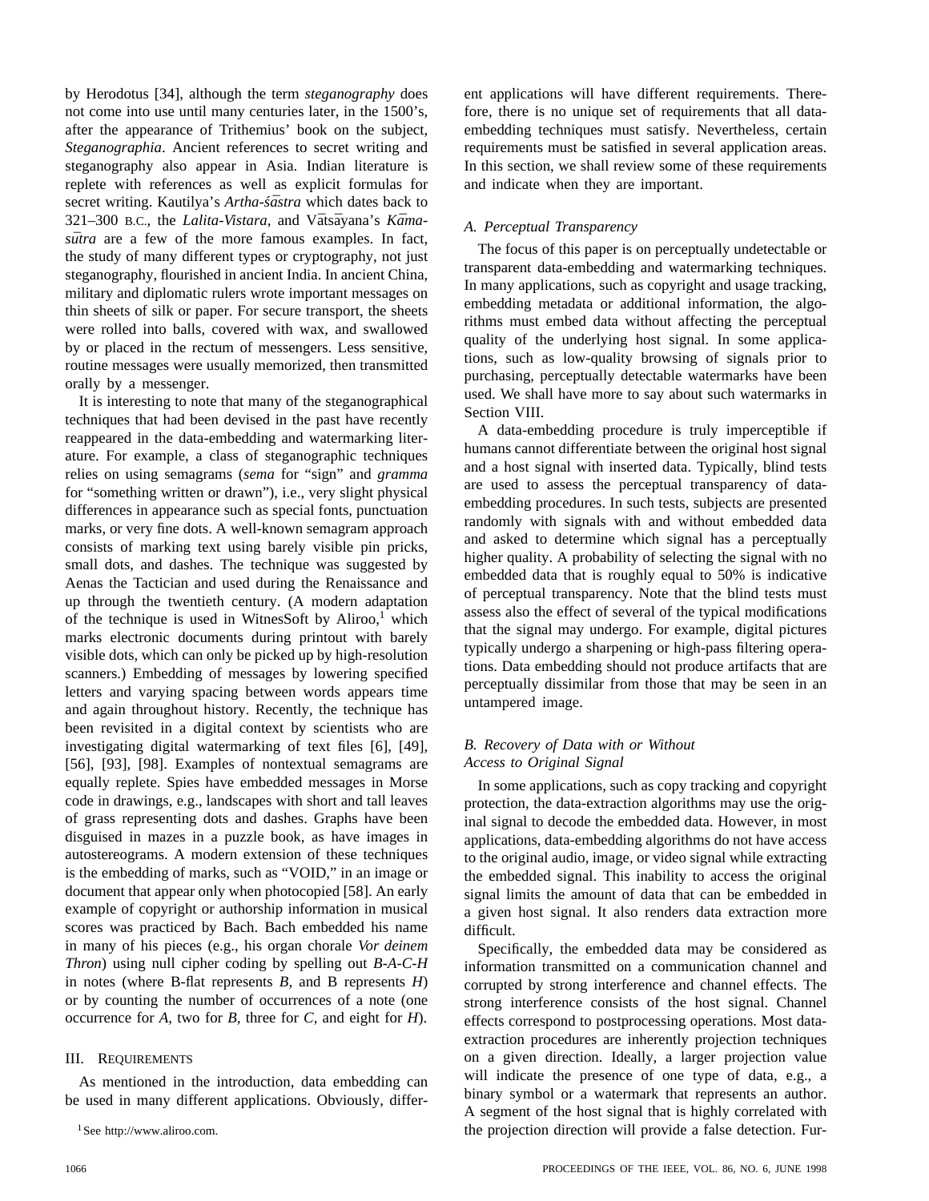by Herodotus [34], although the term *steganography* does not come into use until many centuries later, in the 1500's, after the appearance of Trithemius' book on the subject, *Steganographia*. Ancient references to secret writing and steganography also appear in Asia. Indian literature is replete with references as well as explicit formulas for secret writing. Kautilya's *Artha-śāstra* which dates back to 321–300 B.C., the *Lalita-Vistara*, and Vātsāyana's *Kāma-sūtra* are a few of the more famous examples. In fact, the study of many different types or cryptography, not just steganography, flourished in ancient India. In ancient China, military and diplomatic rulers wrote important messages on thin sheets of silk or paper. For secure transport, the sheets were rolled into balls, covered with wax, and swallowed by or placed in the rectum of messengers. Less sensitive, routine messages were usually memorized, then transmitted orally by a messenger.

It is interesting to note that many of the steganographical techniques that had been devised in the past have recently reappeared in the data-embedding and watermarking literature. For example, a class of steganographic techniques relies on using semagrams (*sema* for "sign" and *gramma* for "something written or drawn"), i.e., very slight physical differences in appearance such as special fonts, punctuation marks, or very fine dots. A well-known semagram approach consists of marking text using barely visible pin pricks, small dots, and dashes. The technique was suggested by Aenas the Tactician and used during the Renaissance and up through the twentieth century. (A modern adaptation of the technique is used in WitnesSoft by Aliroo,[1] which marks electronic documents during printout with barely visible dots, which can only be picked up by high-resolution scanners.) Embedding of messages by lowering specified letters and varying spacing between words appears time and again throughout history. Recently, the technique has been revisited in a digital context by scientists who are investigating digital watermarking of text files [6], [49], [56], [93], [98]. Examples of nontextual semagrams are equally replete. Spies have embedded messages in Morse code in drawings, e.g., landscapes with short and tall leaves of grass representing dots and dashes. Graphs have been disguised in mazes in a puzzle book, as have images in autostereograms. A modern extension of these techniques is the embedding of marks, such as "VOID," in an image or document that appear only when photocopied [58]. An early example of copyright or authorship information in musical scores was practiced by Bach. Bach embedded his name in many of his pieces (e.g., his organ chorale *Vor deinem Thron*) using null cipher coding by spelling out *B-A-C-H* in notes (where B-flat represents *B*, and B represents *H*) or by counting the number of occurrences of a note (one occurrence for *A*, two for *B*, three for *C*, and eight for *H*).

## III. Requirements

As mentioned in the introduction, data embedding can be used in many different applications. Obviously, different applications will have different requirements. Therefore, there is no unique set of requirements that all data-embedding techniques must satisfy. Nevertheless, certain requirements must be satisfied in several application areas. In this section, we shall review some of these requirements and indicate when they are important.

### A. Perceptual Transparency

The focus of this paper is on perceptually undetectable or transparent data-embedding and watermarking techniques. In many applications, such as copyright and usage tracking, embedding metadata or additional information, the algorithms must embed data without affecting the perceptual quality of the underlying host signal. In some applications, such as low-quality browsing of signals prior to purchasing, perceptually detectable watermarks have been used. We shall have more to say about such watermarks in Section VIII.

A data-embedding procedure is truly imperceptible if humans cannot differentiate between the original host signal and a host signal with inserted data. Typically, blind tests are used to assess the perceptual transparency of data-embedding procedures. In such tests, subjects are presented randomly with signals with and without embedded data and asked to determine which signal has a perceptually higher quality. A probability of selecting the signal with no embedded data that is roughly equal to 50% is indicative of perceptual transparency. Note that the blind tests must assess also the effect of several of the typical modifications that the signal may undergo. For example, digital pictures typically undergo a sharpening or high-pass filtering operations. Data embedding should not produce artifacts that are perceptually dissimilar from those that may be seen in an untampered image.

### B. Recovery of Data with or Without Access to Original Signal

In some applications, such as copy tracking and copyright protection, the data-extraction algorithms may use the original signal to decode the embedded data. However, in most applications, data-embedding algorithms do not have access to the original audio, image, or video signal while extracting the embedded signal. This inability to access the original signal limits the amount of data that can be embedded in a given host signal. It also renders data extraction more difficult.

Specifically, the embedded data may be considered as information transmitted on a communication channel and corrupted by strong interference and channel effects. The strong interference consists of the host signal. Channel effects correspond to postprocessing operations. Most data-extraction procedures are inherently projection techniques on a given direction. Ideally, a larger projection value will indicate the presence of one type of data, e.g., a binary symbol or a watermark that represents an author. A segment of the host signal that is highly correlated with the projection direction will provide a false detection. Fur-

[1] See http://www.aliroo.com.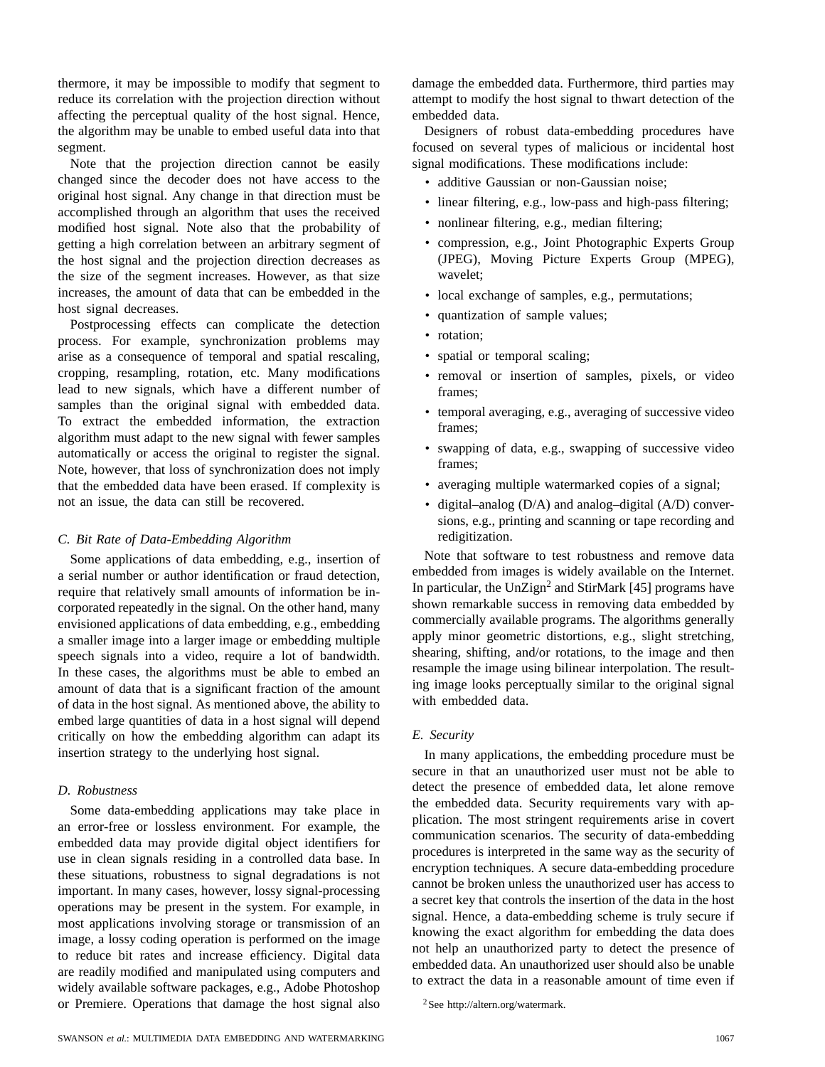thermore, it may be impossible to modify that segment to reduce its correlation with the projection direction without affecting the perceptual quality of the host signal. Hence, the algorithm may be unable to embed useful data into that segment.

Note that the projection direction cannot be easily changed since the decoder does not have access to the original host signal. Any change in that direction must be accomplished through an algorithm that uses the received modified host signal. Note also that the probability of getting a high correlation between an arbitrary segment of the host signal and the projection direction decreases as the size of the segment increases. However, as that size increases, the amount of data that can be embedded in the host signal decreases.

Postprocessing effects can complicate the detection process. For example, synchronization problems may arise as a consequence of temporal and spatial rescaling, cropping, resampling, rotation, etc. Many modifications lead to new signals, which have a different number of samples than the original signal with embedded data. To extract the embedded information, the extraction algorithm must adapt to the new signal with fewer samples automatically or access the original to register the signal. Note, however, that loss of synchronization does not imply that the embedded data have been erased. If complexity is not an issue, the data can still be recovered.

### *C. Bit Rate of Data-Embedding Algorithm*

Some applications of data embedding, e.g., insertion of a serial number or author identification or fraud detection, require that relatively small amounts of information be incorporated repeatedly in the signal. On the other hand, many envisioned applications of data embedding, e.g., embedding a smaller image into a larger image or embedding multiple speech signals into a video, require a lot of bandwidth. In these cases, the algorithms must be able to embed an amount of data that is a significant fraction of the amount of data in the host signal. As mentioned above, the ability to embed large quantities of data in a host signal will depend critically on how the embedding algorithm can adapt its insertion strategy to the underlying host signal.

### *D. Robustness*

Some data-embedding applications may take place in an error-free or lossless environment. For example, the embedded data may provide digital object identifiers for use in clean signals residing in a controlled data base. In these situations, robustness to signal degradations is not important. In many cases, however, lossy signal-processing operations may be present in the system. For example, in most applications involving storage or transmission of an image, a lossy coding operation is performed on the image to reduce bit rates and increase efficiency. Digital data are readily modified and manipulated using computers and widely available software packages, e.g., Adobe Photoshop or Premiere. Operations that damage the host signal also damage the embedded data. Furthermore, third parties may attempt to modify the host signal to thwart detection of the embedded data.

Designers of robust data-embedding procedures have focused on several types of malicious or incidental host signal modifications. These modifications include:

- additive Gaussian or non-Gaussian noise;
- linear filtering, e.g., low-pass and high-pass filtering;
- nonlinear filtering, e.g., median filtering;
- compression, e.g., Joint Photographic Experts Group (JPEG), Moving Picture Experts Group (MPEG), wavelet;
- local exchange of samples, e.g., permutations;
- quantization of sample values;
- rotation;
- spatial or temporal scaling;
- removal or insertion of samples, pixels, or video frames;
- temporal averaging, e.g., averaging of successive video frames;
- swapping of data, e.g., swapping of successive video frames;
- averaging multiple watermarked copies of a signal;
- digital–analog (D/A) and analog–digital (A/D) conversions, e.g., printing and scanning or tape recording and redigitization.

Note that software to test robustness and remove data embedded from images is widely available on the Internet. In particular, the UnZign[2] and StirMark [45] programs have shown remarkable success in removing data embedded by commercially available programs. The algorithms generally apply minor geometric distortions, e.g., slight stretching, shearing, shifting, and/or rotations, to the image and then resample the image using bilinear interpolation. The resulting image looks perceptually similar to the original signal with embedded data.

### *E. Security*

In many applications, the embedding procedure must be secure in that an unauthorized user must not be able to detect the presence of embedded data, let alone remove the embedded data. Security requirements vary with application. The most stringent requirements arise in covert communication scenarios. The security of data-embedding procedures is interpreted in the same way as the security of encryption techniques. A secure data-embedding procedure cannot be broken unless the unauthorized user has access to a secret key that controls the insertion of the data in the host signal. Hence, a data-embedding scheme is truly secure if knowing the exact algorithm for embedding the data does not help an unauthorized party to detect the presence of embedded data. An unauthorized user should also be unable to extract the data in a reasonable amount of time even if

[2] See http://altern.org/watermark.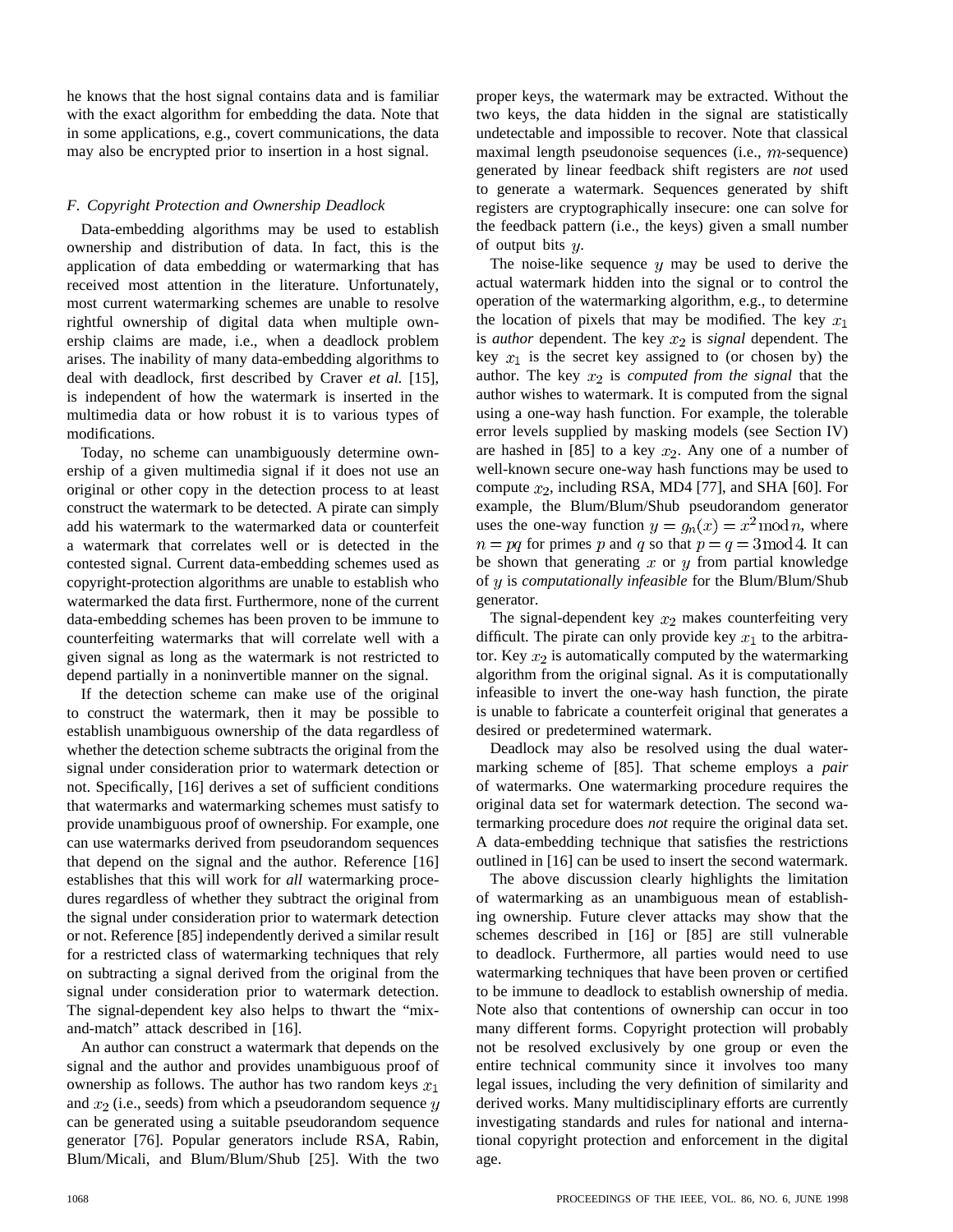he knows that the host signal contains data and is familiar with the exact algorithm for embedding the data. Note that in some applications, e.g., covert communications, the data may also be encrypted prior to insertion in a host signal.

### *F. Copyright Protection and Ownership Deadlock*

Data-embedding algorithms may be used to establish ownership and distribution of data. In fact, this is the application of data embedding or watermarking that has received most attention in the literature. Unfortunately, most current watermarking schemes are unable to resolve rightful ownership of digital data when multiple ownership claims are made, i.e., when a deadlock problem arises. The inability of many data-embedding algorithms to deal with deadlock, first described by Craver *et al.* [15], is independent of how the watermark is inserted in the multimedia data or how robust it is to various types of modifications.

Today, no scheme can unambiguously determine ownership of a given multimedia signal if it does not use an original or other copy in the detection process to at least construct the watermark to be detected. A pirate can simply add his watermark to the watermarked data or counterfeit a watermark that correlates well or is detected in the contested signal. Current data-embedding schemes used as copyright-protection algorithms are unable to establish who watermarked the data first. Furthermore, none of the current data-embedding schemes has been proven to be immune to counterfeiting watermarks that will correlate well with a given signal as long as the watermark is not restricted to depend partially in a noninvertible manner on the signal.

If the detection scheme can make use of the original to construct the watermark, then it may be possible to establish unambiguous ownership of the data regardless of whether the detection scheme subtracts the original from the signal under consideration prior to watermark detection or not. Specifically, [16] derives a set of sufficient conditions that watermarks and watermarking schemes must satisfy to provide unambiguous proof of ownership. For example, one can use watermarks derived from pseudorandom sequences that depend on the signal and the author. Reference [16] establishes that this will work for *all* watermarking procedures regardless of whether they subtract the original from the signal under consideration prior to watermark detection or not. Reference [85] independently derived a similar result for a restricted class of watermarking techniques that rely on subtracting a signal derived from the original from the signal under consideration prior to watermark detection. The signal-dependent key also helps to thwart the "mix-and-match" attack described in [16].

An author can construct a watermark that depends on the signal and the author and provides unambiguous proof of ownership as follows. The author has two random keys $x_1$ and $x_2$ (i.e., seeds) from which a pseudorandom sequence $y$ can be generated using a suitable pseudorandom sequence generator [76]. Popular generators include RSA, Rabin, Blum/Micali, and Blum/Blum/Shub [25]. With the two proper keys, the watermark may be extracted. Without the two keys, the data hidden in the signal are statistically undetectable and impossible to recover. Note that classical maximal length pseudonoise sequences (i.e., $m$-sequence) generated by linear feedback shift registers are *not* used to generate a watermark. Sequences generated by shift registers are cryptographically insecure: one can solve for the feedback pattern (i.e., the keys) given a small number of output bits $y$.

The noise-like sequence $y$ may be used to derive the actual watermark hidden into the signal or to control the operation of the watermarking algorithm, e.g., to determine the location of pixels that may be modified. The key $x_1$ is *author* dependent. The key $x_2$ is *signal* dependent. The key $x_1$ is the secret key assigned to (or chosen by) the author. The key $x_2$ is *computed from the signal* that the author wishes to watermark. It is computed from the signal using a one-way hash function. For example, the tolerable error levels supplied by masking models (see Section IV) are hashed in [85] to a key $x_2$. Any one of a number of well-known secure one-way hash functions may be used to compute $x_2$, including RSA, MD4 [77], and SHA [60]. For example, the Blum/Blum/Shub pseudorandom generator uses the one-way function $y = g_n(x) = x^2 \bmod n$, where $n = pq$ for primes $p$ and $q$ so that $p = q = 3 \bmod 4$. It can be shown that generating $x$ or $y$ from partial knowledge of $y$ is *computationally infeasible* for the Blum/Blum/Shub generator.

The signal-dependent key $x_2$ makes counterfeiting very difficult. The pirate can only provide key $x_1$ to the arbitrator. Key $x_2$ is automatically computed by the watermarking algorithm from the original signal. As it is computationally infeasible to invert the one-way hash function, the pirate is unable to fabricate a counterfeit original that generates a desired or predetermined watermark.

Deadlock may also be resolved using the dual watermarking scheme of [85]. That scheme employs a *pair* of watermarks. One watermarking procedure requires the original data set for watermark detection. The second watermarking procedure does *not* require the original data set. A data-embedding technique that satisfies the restrictions outlined in [16] can be used to insert the second watermark.

The above discussion clearly highlights the limitation of watermarking as an unambiguous mean of establishing ownership. Future clever attacks may show that the schemes described in [16] or [85] are still vulnerable to deadlock. Furthermore, all parties would need to use watermarking techniques that have been proven or certified to be immune to deadlock to establish ownership of media. Note also that contentions of ownership can occur in too many different forms. Copyright protection will probably not be resolved exclusively by one group or even the entire technical community since it involves too many legal issues, including the very definition of similarity and derived works. Many multidisciplinary efforts are currently investigating standards and rules for national and international copyright protection and enforcement in the digital age.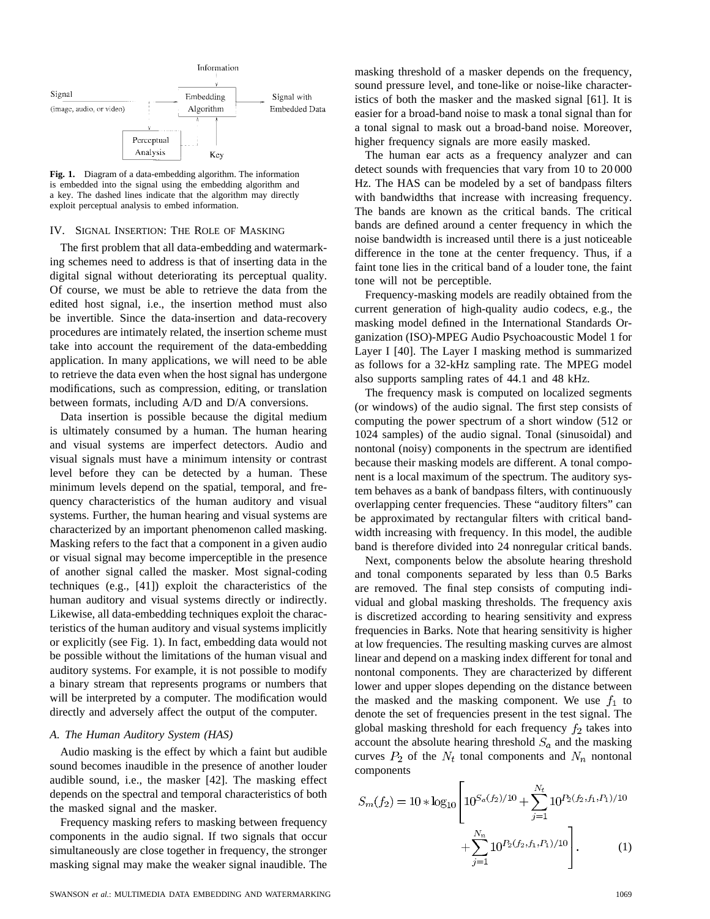Information

Signal (image, audio, or video) → Embedding Algorithm → Signal with Embedded Data

Perceptual Analysis

Key

**Fig. 1.** Diagram of a data-embedding algorithm. The information is embedded into the signal using the embedding algorithm and a key. The dashed lines indicate that the algorithm may directly exploit perceptual analysis to embed information.

## IV. Signal Insertion: The Role of Masking

The first problem that all data-embedding and watermarking schemes need to address is that of inserting data in the digital signal without deteriorating its perceptual quality. Of course, we must be able to retrieve the data from the edited host signal, i.e., the insertion method must also be invertible. Since the data-insertion and data-recovery procedures are intimately related, the insertion scheme must take into account the requirement of the data-embedding application. In many applications, we will need to be able to retrieve the data even when the host signal has undergone modifications, such as compression, editing, or translation between formats, including A/D and D/A conversions.

Data insertion is possible because the digital medium is ultimately consumed by a human. The human hearing and visual systems are imperfect detectors. Audio and visual signals must have a minimum intensity or contrast level before they can be detected by a human. These minimum levels depend on the spatial, temporal, and frequency characteristics of the human auditory and visual systems. Further, the human hearing and visual systems are characterized by an important phenomenon called masking. Masking refers to the fact that a component in a given audio or visual signal may become imperceptible in the presence of another signal called the masker. Most signal-coding techniques (e.g., [41]) exploit the characteristics of the human auditory and visual systems directly or indirectly. Likewise, all data-embedding techniques exploit the characteristics of the human auditory and visual systems implicitly or explicitly (see Fig. 1). In fact, embedding data would not be possible without the limitations of the human visual and auditory systems. For example, it is not possible to modify a binary stream that represents programs or numbers that will be interpreted by a computer. The modification would directly and adversely affect the output of the computer.

### A. The Human Auditory System (HAS)

Audio masking is the effect by which a faint but audible sound becomes inaudible in the presence of another louder audible sound, i.e., the masker [42]. The masking effect depends on the spectral and temporal characteristics of both the masked signal and the masker.

Frequency masking refers to masking between frequency components in the audio signal. If two signals that occur simultaneously are close together in frequency, the stronger masking signal may make the weaker signal inaudible. The masking threshold of a masker depends on the frequency, sound pressure level, and tone-like or noise-like characteristics of both the masker and the masked signal [61]. It is easier for a broad-band noise to mask a tonal signal than for a tonal signal to mask out a broad-band noise. Moreover, higher frequency signals are more easily masked.

The human ear acts as a frequency analyzer and can detect sounds with frequencies that vary from 10 to 20 000 Hz. The HAS can be modeled by a set of bandpass filters with bandwidths that increase with increasing frequency. The bands are known as the critical bands. The critical bands are defined around a center frequency in which the noise bandwidth is increased until there is a just noticeable difference in the tone at the center frequency. Thus, if a faint tone lies in the critical band of a louder tone, the faint tone will not be perceptible.

Frequency-masking models are readily obtained from the current generation of high-quality audio codecs, e.g., the masking model defined in the International Standards Organization (ISO)-MPEG Audio Psychoacoustic Model 1 for Layer I [40]. The Layer I masking method is summarized as follows for a 32-kHz sampling rate. The MPEG model also supports sampling rates of 44.1 and 48 kHz.

The frequency mask is computed on localized segments (or windows) of the audio signal. The first step consists of computing the power spectrum of a short window (512 or 1024 samples) of the audio signal. Tonal (sinusoidal) and nontonal (noisy) components in the spectrum are identified because their masking models are different. A tonal component is a local maximum of the spectrum. The auditory system behaves as a bank of bandpass filters, with continuously overlapping center frequencies. These "auditory filters" can be approximated by rectangular filters with critical bandwidth increasing with frequency. In this model, the audible band is therefore divided into 24 nonregular critical bands.

Next, components below the absolute hearing threshold and tonal components separated by less than 0.5 Barks are removed. The final step consists of computing individual and global masking thresholds. The frequency axis is discretized according to hearing sensitivity and express frequencies in Barks. Note that hearing sensitivity is higher at low frequencies. The resulting masking curves are almost linear and depend on a masking index different for tonal and nontonal components. They are characterized by different lower and upper slopes depending on the distance between the masked and the masking component. We use $f_1$ to denote the set of frequencies present in the test signal. The global masking threshold for each frequency $f_2$ takes into account the absolute hearing threshold $S_a$ and the masking curves $P_2$ of the $N_t$ tonal components and $N_n$ nontonal components

$$S_m(f_2) = 10 * \log_{10} \left[ 10^{S_a(f_2)/10} + \sum_{j=1}^{N_t} 10^{P_2(f_2, f_1, P_1)/10} + \sum_{j=1}^{N_n} 10^{P_2(f_2, f_1, P_1)/10} \right]. \tag{1}$$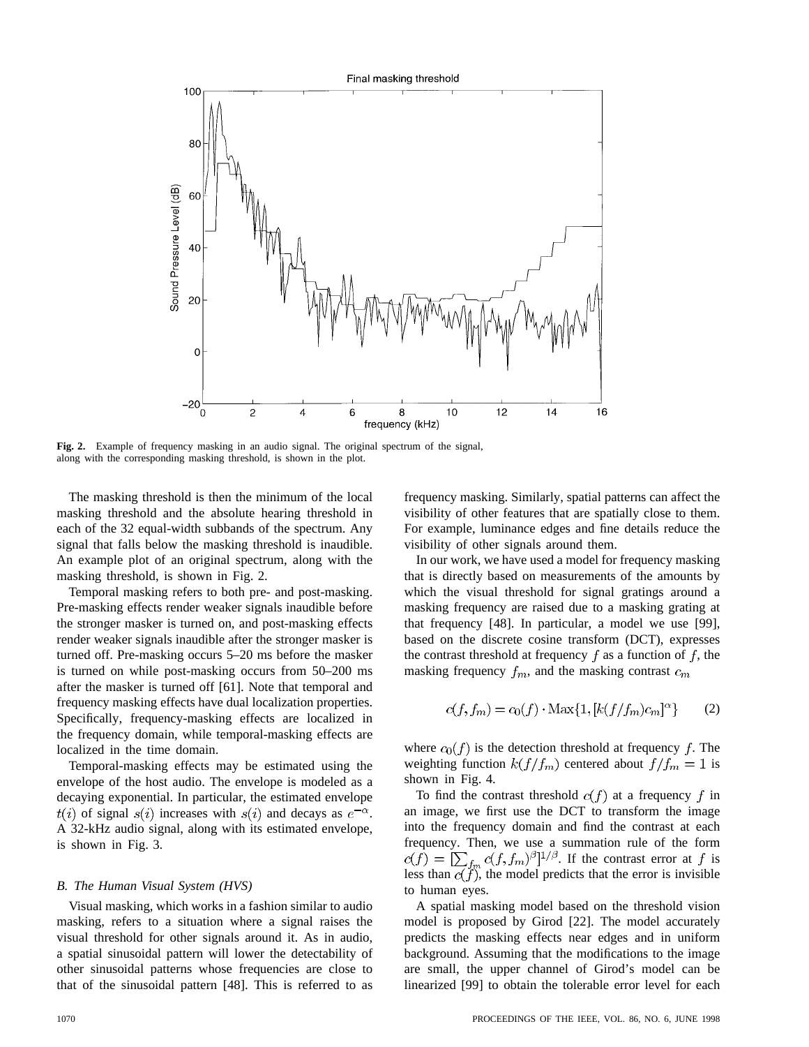Fig. 2. Example of frequency masking in an audio signal. The original spectrum of the signal, along with the corresponding masking threshold, is shown in the plot.

The masking threshold is then the minimum of the local masking threshold and the absolute hearing threshold in each of the 32 equal-width subbands of the spectrum. Any signal that falls below the masking threshold is inaudible. An example plot of an original spectrum, along with the masking threshold, is shown in Fig. 2.

Temporal masking refers to both pre- and post-masking. Pre-masking effects render weaker signals inaudible before the stronger masker is turned on, and post-masking effects render weaker signals inaudible after the stronger masker is turned off. Pre-masking occurs 5–20 ms before the masker is turned on while post-masking occurs from 50–200 ms after the masker is turned off [61]. Note that temporal and frequency masking effects have dual localization properties. Specifically, frequency-masking effects are localized in the frequency domain, while temporal-masking effects are localized in the time domain.

Temporal-masking effects may be estimated using the envelope of the host audio. The envelope is modeled as a decaying exponential. In particular, the estimated envelope $t(i)$ of signal $s(i)$ increases with $s(i)$ and decays as $e^{-\alpha}$. A 32-kHz audio signal, along with its estimated envelope, is shown in Fig. 3.

### *B. The Human Visual System (HVS)*

Visual masking, which works in a fashion similar to audio masking, refers to a situation where a signal raises the visual threshold for other signals around it. As in audio, a spatial sinusoidal pattern will lower the detectability of other sinusoidal patterns whose frequencies are close to that of the sinusoidal pattern [48]. This is referred to as frequency masking. Similarly, spatial patterns can affect the visibility of other features that are spatially close to them. For example, luminance edges and fine details reduce the visibility of other signals around them.

In our work, we have used a model for frequency masking that is directly based on measurements of the amounts by which the visual threshold for signal gratings around a masking frequency are raised due to a masking grating at that frequency [48]. In particular, a model we use [99], based on the discrete cosine transform (DCT), expresses the contrast threshold at frequency $f$ as a function of $f$, the masking frequency $f_m$, and the masking contrast $c_m$

$$c(f, f_m) = c_0(f) \cdot \mathrm{Max}\{1, [k(f/f_m)c_m]^\alpha\} \qquad (2)$$

where $c_0(f)$ is the detection threshold at frequency $f$. The weighting function $k(f/f_m)$ centered about $f/f_m = 1$ is shown in Fig. 4.

To find the contrast threshold $c(f)$ at a frequency $f$ in an image, we first use the DCT to transform the image into the frequency domain and find the contrast at each frequency. Then, we use a summation rule of the form $c(f) = [\sum_{f_m} c(f, f_m)^\beta]^{1/\beta}$. If the contrast error at $f$ is less than $c(f)$, the model predicts that the error is invisible to human eyes.

A spatial masking model based on the threshold vision model is proposed by Girod [22]. The model accurately predicts the masking effects near edges and in uniform background. Assuming that the modifications to the image are small, the upper channel of Girod's model can be linearized [99] to obtain the tolerable error level for each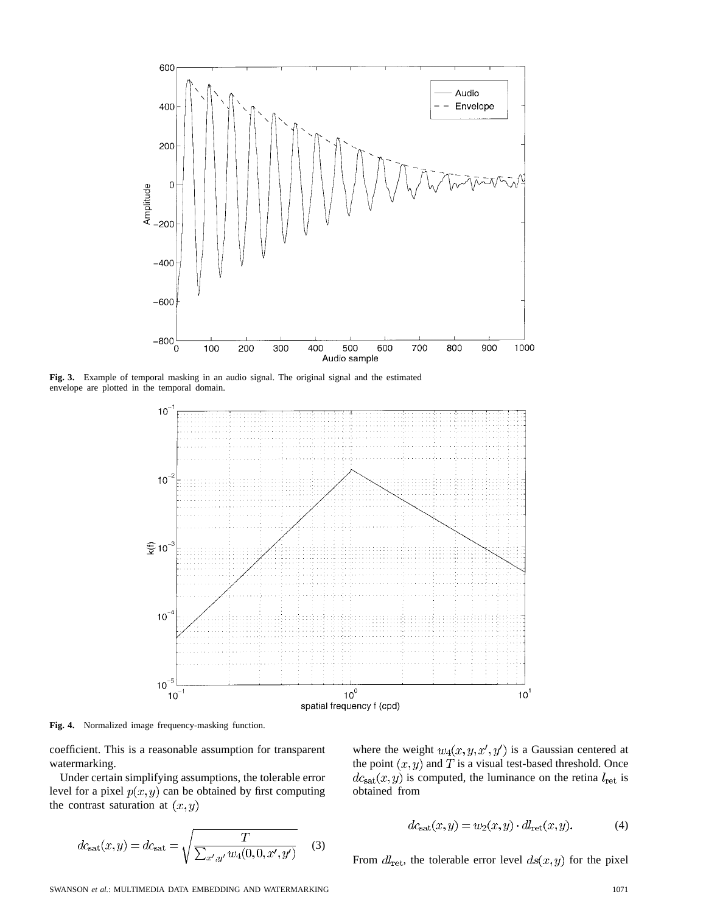Fig. 3. Example of temporal masking in an audio signal. The original signal and the estimated envelope are plotted in the temporal domain.

Fig. 4. Normalized image frequency-masking function.

coefficient. This is a reasonable assumption for transparent watermarking.

Under certain simplifying assumptions, the tolerable error level for a pixel $p(x, y)$ can be obtained by first computing the contrast saturation at $(x, y)$

$$dc_{\text{sat}}(x, y) = dc_{\text{sat}} = \sqrt{\frac{T}{\sum_{x',y'} w_4(0, 0, x', y')}} \quad (3)$$

where the weight $w_4(x, y, x', y')$ is a Gaussian centered at the point $(x, y)$ and $T$ is a visual test-based threshold. Once $dc_{\text{sat}}(x, y)$ is computed, the luminance on the retina $l_{\text{ret}}$ is obtained from

$$dc_{\text{sat}}(x, y) = w_2(x, y) \cdot dl_{\text{ret}}(x, y). \quad (4)$$

From $dl_{\text{ret}}$, the tolerable error level $ds(x, y)$ for the pixel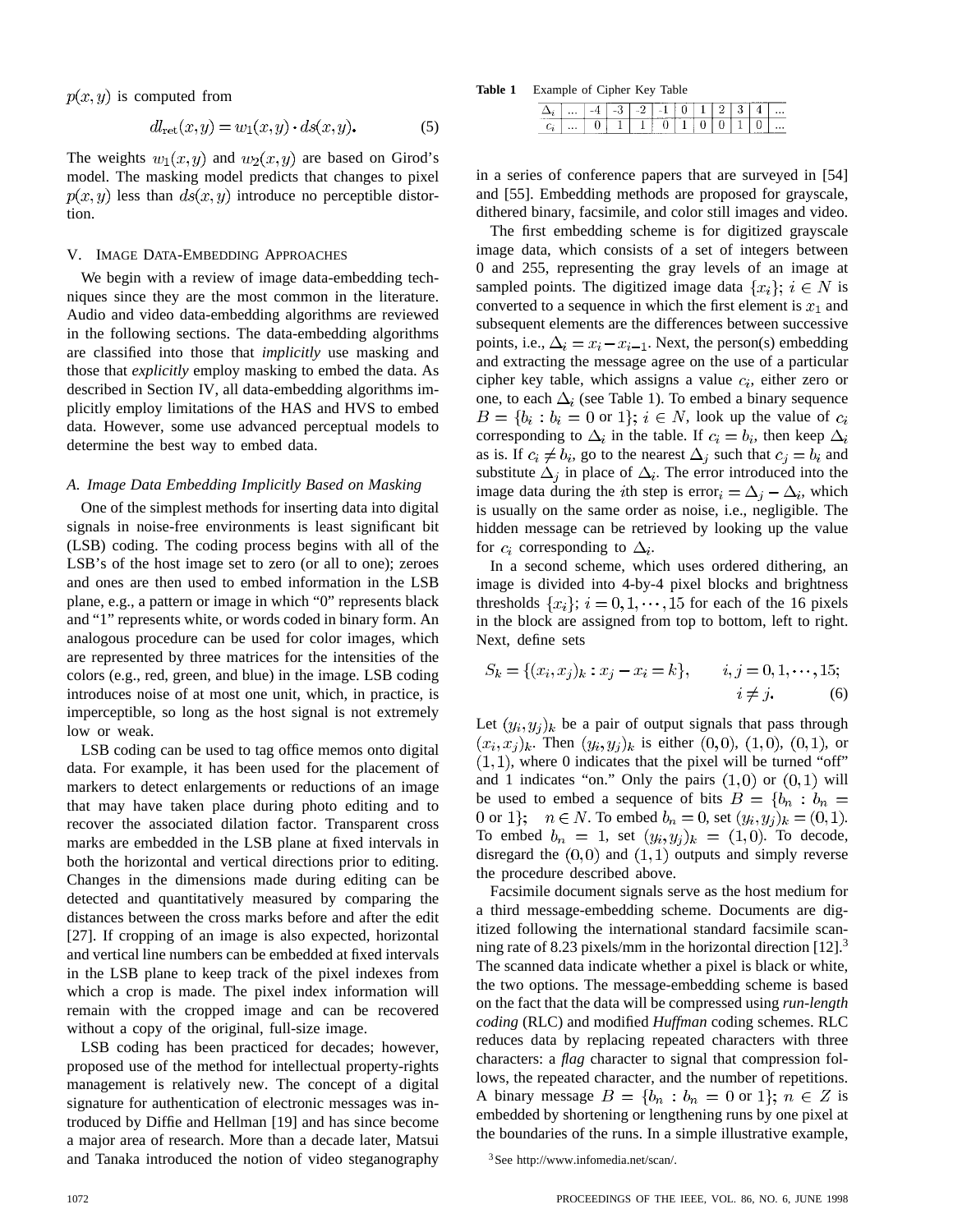$p(x, y)$ is computed from

$$dl_{\text{ret}}(x,y) = w_1(x,y) \cdot ds(x,y). \tag{5}$$

The weights $w_1(x,y)$ and $w_2(x,y)$ are based on Girod's model. The masking model predicts that changes to pixel $p(x,y)$ less than $ds(x,y)$ introduce no perceptible distortion.

## V. Image Data-Embedding Approaches

We begin with a review of image data-embedding techniques since they are the most common in the literature. Audio and video data-embedding algorithms are reviewed in the following sections. The data-embedding algorithms are classified into those that *implicitly* use masking and those that *explicitly* employ masking to embed the data. As described in Section IV, all data-embedding algorithms implicitly employ limitations of the HAS and HVS to embed data. However, some use advanced perceptual models to determine the best way to embed data.

### A. Image Data Embedding Implicitly Based on Masking

One of the simplest methods for inserting data into digital signals in noise-free environments is least significant bit (LSB) coding. The coding process begins with all of the LSB's of the host image set to zero (or all to one); zeroes and ones are then used to embed information in the LSB plane, e.g., a pattern or image in which "0" represents black and "1" represents white, or words coded in binary form. An analogous procedure can be used for color images, which are represented by three matrices for the intensities of the colors (e.g., red, green, and blue) in the image. LSB coding introduces noise of at most one unit, which, in practice, is imperceptible, so long as the host signal is not extremely low or weak.

LSB coding can be used to tag office memos onto digital data. For example, it has been used for the placement of markers to detect enlargements or reductions of an image that may have taken place during photo editing and to recover the associated dilation factor. Transparent cross marks are embedded in the LSB plane at fixed intervals in both the horizontal and vertical directions prior to editing. Changes in the dimensions made during editing can be detected and quantitatively measured by comparing the distances between the cross marks before and after the edit [27]. If cropping of an image is also expected, horizontal and vertical line numbers can be embedded at fixed intervals in the LSB plane to keep track of the pixel indexes from which a crop is made. The pixel index information will remain with the cropped image and can be recovered without a copy of the original, full-size image.

LSB coding has been practiced for decades; however, proposed use of the method for intellectual property-rights management is relatively new. The concept of a digital signature for authentication of electronic messages was introduced by Diffie and Hellman [19] and has since become a major area of research. More than a decade later, Matsui and Tanaka introduced the notion of video steganography in a series of conference papers that are surveyed in [54] and [55]. Embedding methods are proposed for grayscale, dithered binary, facsimile, and color still images and video.

**Table 1** Example of Cipher Key Table

| $\Delta_i$ | ... | -4 | -3 | -2 | -1 | 0 | 1 | 2 | 3 | 4 | ... |
|---|---|---|---|---|---|---|---|---|---|---|---|
| $c_i$ | ... | 0 | 1 | 1 | 0 | 1 | 0 | 0 | 1 | 0 | ... |

The first embedding scheme is for digitized grayscale image data, which consists of a set of integers between 0 and 255, representing the gray levels of an image at sampled points. The digitized image data $\{x_i\};\ i \in N$ is converted to a sequence in which the first element is $x_1$ and subsequent elements are the differences between successive points, i.e., $\Delta_i = x_i - x_{i-1}$. Next, the person(s) embedding and extracting the message agree on the use of a particular cipher key table, which assigns a value $c_i$, either zero or one, to each $\Delta_i$ (see Table 1). To embed a binary sequence $B = \{b_i : b_i = 0 \text{ or } 1\};\ i \in N$, look up the value of $c_i$ corresponding to $\Delta_i$ in the table. If $c_i = b_i$, then keep $\Delta_i$ as is. If $c_i \neq b_i$, go to the nearest $\Delta_j$ such that $c_j = b_i$ and substitute $\Delta_j$ in place of $\Delta_i$. The error introduced into the image data during the $i$th step is $\text{error}_i = \Delta_j - \Delta_i$, which is usually on the same order as noise, i.e., negligible. The hidden message can be retrieved by looking up the value for $c_i$ corresponding to $\Delta_i$.

In a second scheme, which uses ordered dithering, an image is divided into 4-by-4 pixel blocks and brightness thresholds $\{x_i\};\ i = 0, 1, \cdots, 15$ for each of the 16 pixels in the block are assigned from top to bottom, left to right. Next, define sets

$$S_k = \{(x_i, x_j)_k : x_j - x_i = k\}, \qquad i, j = 0, 1, \cdots, 15; \quad i \neq j. \tag{6}$$

Let $(y_i, y_j)_k$ be a pair of output signals that pass through $(x_i, x_j)_k$. Then $(y_i, y_j)_k$ is either $(0,0)$, $(1,0)$, $(0,1)$, or $(1,1)$, where 0 indicates that the pixel will be turned "off" and 1 indicates "on." Only the pairs $(1,0)$ or $(0,1)$ will be used to embed a sequence of bits $B = \{b_n : b_n = 0 \text{ or } 1\};\quad n \in N$. To embed $b_n = 0$, set $(y_i, y_j)_k = (0,1)$. To embed $b_n = 1$, set $(y_i, y_j)_k = (1,0)$. To decode, disregard the $(0,0)$ and $(1,1)$ outputs and simply reverse the procedure described above.

Facsimile document signals serve as the host medium for a third message-embedding scheme. Documents are digitized following the international standard facsimile scanning rate of 8.23 pixels/mm in the horizontal direction [12].[3] The scanned data indicate whether a pixel is black or white, the two options. The message-embedding scheme is based on the fact that the data will be compressed using *run-length coding* (RLC) and modified *Huffman* coding schemes. RLC reduces data by replacing repeated characters with three characters: a *flag* character to signal that compression follows, the repeated character, and the number of repetitions. A binary message $B = \{b_n : b_n = 0 \text{ or } 1\};\ n \in Z$ is embedded by shortening or lengthening runs by one pixel at the boundaries of the runs. In a simple illustrative example,

[3] See http://www.infomedia.net/scan/.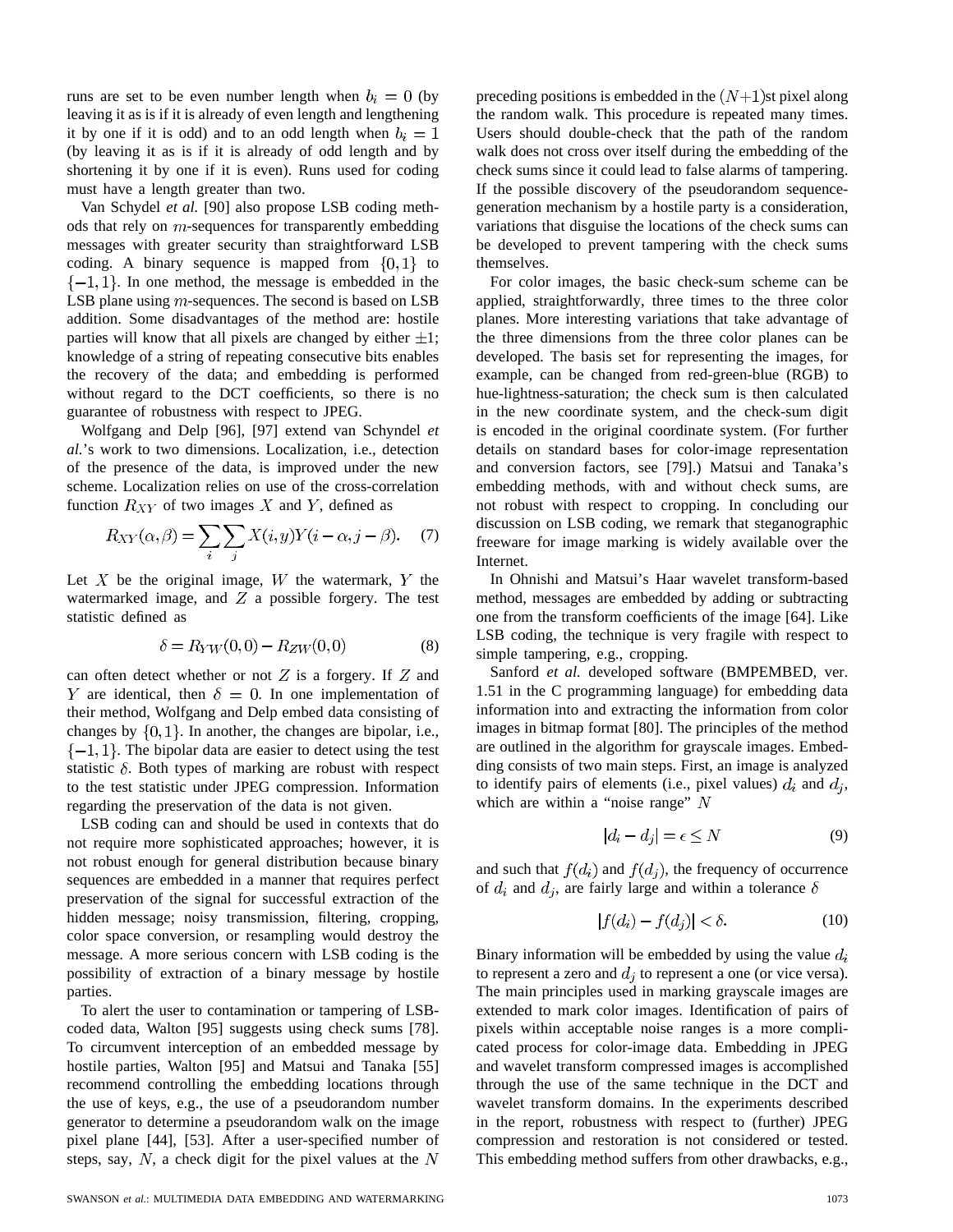runs are set to be even number length when $b_i = 0$ (by leaving it as is if it is already of even length and lengthening it by one if it is odd) and to an odd length when $b_i = 1$ (by leaving it as is if it is already of odd length and by shortening it by one if it is even). Runs used for coding must have a length greater than two.

Van Schydel *et al.* [90] also propose LSB coding methods that rely on $m$-sequences for transparently embedding messages with greater security than straightforward LSB coding. A binary sequence is mapped from $\{0, 1\}$ to $\{-1, 1\}$. In one method, the message is embedded in the LSB plane using $m$-sequences. The second is based on LSB addition. Some disadvantages of the method are: hostile parties will know that all pixels are changed by either $\pm 1$; knowledge of a string of repeating consecutive bits enables the recovery of the data; and embedding is performed without regard to the DCT coefficients, so there is no guarantee of robustness with respect to JPEG.

Wolfgang and Delp [96], [97] extend van Schyndel *et al.*'s work to two dimensions. Localization, i.e., detection of the presence of the data, is improved under the new scheme. Localization relies on use of the cross-correlation function $R_{XY}$ of two images $X$ and $Y$, defined as

$$R_{XY}(\alpha, \beta) = \sum_i \sum_j X(i, y)Y(i - \alpha, j - \beta). \quad (7)$$

Let $X$ be the original image, $W$ the watermark, $Y$ the watermarked image, and $Z$ a possible forgery. The test statistic defined as

$$\delta = R_{YW}(0, 0) - R_{ZW}(0, 0) \quad (8)$$

can often detect whether or not $Z$ is a forgery. If $Z$ and $Y$ are identical, then $\delta = 0$. In one implementation of their method, Wolfgang and Delp embed data consisting of changes by $\{0, 1\}$. In another, the changes are bipolar, i.e., $\{-1, 1\}$. The bipolar data are easier to detect using the test statistic $\delta$. Both types of marking are robust with respect to the test statistic under JPEG compression. Information regarding the preservation of the data is not given.

LSB coding can and should be used in contexts that do not require more sophisticated approaches; however, it is not robust enough for general distribution because binary sequences are embedded in a manner that requires perfect preservation of the signal for successful extraction of the hidden message; noisy transmission, filtering, cropping, color space conversion, or resampling would destroy the message. A more serious concern with LSB coding is the possibility of extraction of a binary message by hostile parties.

To alert the user to contamination or tampering of LSB-coded data, Walton [95] suggests using check sums [78]. To circumvent interception of an embedded message by hostile parties, Walton [95] and Matsui and Tanaka [55] recommend controlling the embedding locations through the use of keys, e.g., the use of a pseudorandom number generator to determine a pseudorandom walk on the image pixel plane [44], [53]. After a user-specified number of steps, say, $N$, a check digit for the pixel values at the $N$ preceding positions is embedded in the $(N+1)$st pixel along the random walk. This procedure is repeated many times. Users should double-check that the path of the random walk does not cross over itself during the embedding of the check sums since it could lead to false alarms of tampering. If the possible discovery of the pseudorandom sequence-generation mechanism by a hostile party is a consideration, variations that disguise the locations of the check sums can be developed to prevent tampering with the check sums themselves.

For color images, the basic check-sum scheme can be applied, straightforwardly, three times to the three color planes. More interesting variations that take advantage of the three dimensions from the three color planes can be developed. The basis set for representing the images, for example, can be changed from red-green-blue (RGB) to hue-lightness-saturation; the check sum is then calculated in the new coordinate system, and the check-sum digit is encoded in the original coordinate system. (For further details on standard bases for color-image representation and conversion factors, see [79].) Matsui and Tanaka's embedding methods, with and without check sums, are not robust with respect to cropping. In concluding our discussion on LSB coding, we remark that steganographic freeware for image marking is widely available over the Internet.

In Ohnishi and Matsui's Haar wavelet transform-based method, messages are embedded by adding or subtracting one from the transform coefficients of the image [64]. Like LSB coding, the technique is very fragile with respect to simple tampering, e.g., cropping.

Sanford *et al.* developed software (BMPEMBED, ver. 1.51 in the C programming language) for embedding data information into and extracting the information from color images in bitmap format [80]. The principles of the method are outlined in the algorithm for grayscale images. Embedding consists of two main steps. First, an image is analyzed to identify pairs of elements (i.e., pixel values) $d_i$ and $d_j$, which are within a "noise range" $N$

$$|d_i - d_j| = \epsilon \leq N \quad (9)$$

and such that $f(d_i)$ and $f(d_j)$, the frequency of occurrence of $d_i$ and $d_j$, are fairly large and within a tolerance $\delta$

$$|f(d_i) - f(d_j)| < \delta. \quad (10)$$

Binary information will be embedded by using the value $d_i$ to represent a zero and $d_j$ to represent a one (or vice versa). The main principles used in marking grayscale images are extended to mark color images. Identification of pairs of pixels within acceptable noise ranges is a more complicated process for color-image data. Embedding in JPEG and wavelet transform compressed images is accomplished through the use of the same technique in the DCT and wavelet transform domains. In the experiments described in the report, robustness with respect to (further) JPEG compression and restoration is not considered or tested. This embedding method suffers from other drawbacks, e.g.,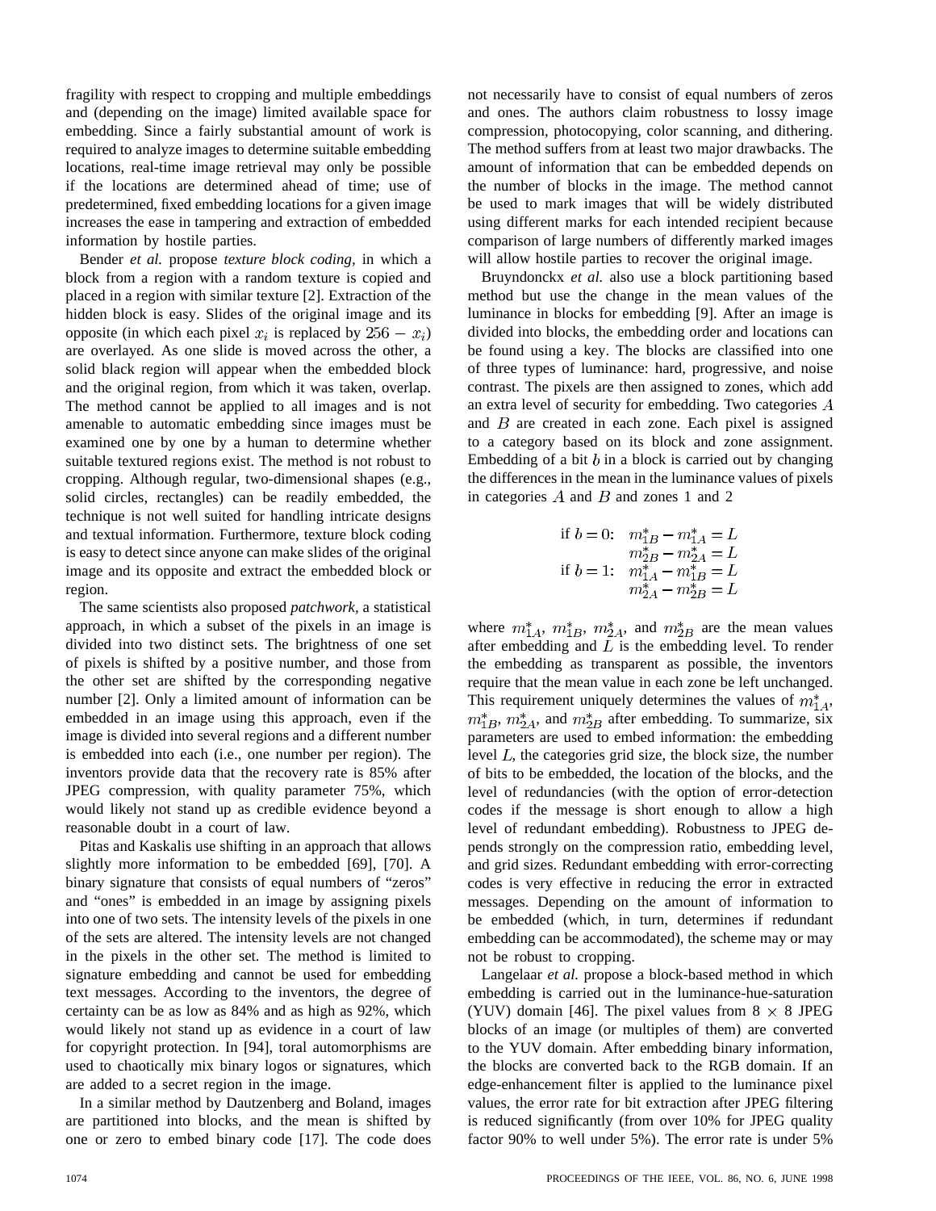fragility with respect to cropping and multiple embeddings and (depending on the image) limited available space for embedding. Since a fairly substantial amount of work is required to analyze images to determine suitable embedding locations, real-time image retrieval may only be possible if the locations are determined ahead of time; use of predetermined, fixed embedding locations for a given image increases the ease in tampering and extraction of embedded information by hostile parties.

Bender *et al.* propose *texture block coding,* in which a block from a region with a random texture is copied and placed in a region with similar texture [2]. Extraction of the hidden block is easy. Slides of the original image and its opposite (in which each pixel $x_i$ is replaced by $256 - x_i$) are overlayed. As one slide is moved across the other, a solid black region will appear when the embedded block and the original region, from which it was taken, overlap. The method cannot be applied to all images and is not amenable to automatic embedding since images must be examined one by one by a human to determine whether suitable textured regions exist. The method is not robust to cropping. Although regular, two-dimensional shapes (e.g., solid circles, rectangles) can be readily embedded, the technique is not well suited for handling intricate designs and textual information. Furthermore, texture block coding is easy to detect since anyone can make slides of the original image and its opposite and extract the embedded block or region.

The same scientists also proposed *patchwork,* a statistical approach, in which a subset of the pixels in an image is divided into two distinct sets. The brightness of one set of pixels is shifted by a positive number, and those from the other set are shifted by the corresponding negative number [2]. Only a limited amount of information can be embedded in an image using this approach, even if the image is divided into several regions and a different number is embedded into each (i.e., one number per region). The inventors provide data that the recovery rate is 85% after JPEG compression, with quality parameter 75%, which would likely not stand up as credible evidence beyond a reasonable doubt in a court of law.

Pitas and Kaskalis use shifting in an approach that allows slightly more information to be embedded [69], [70]. A binary signature that consists of equal numbers of "zeros" and "ones" is embedded in an image by assigning pixels into one of two sets. The intensity levels of the pixels in one of the sets are altered. The intensity levels are not changed in the pixels in the other set. The method is limited to signature embedding and cannot be used for embedding text messages. According to the inventors, the degree of certainty can be as low as 84% and as high as 92%, which would likely not stand up as evidence in a court of law for copyright protection. In [94], toral automorphisms are used to chaotically mix binary logos or signatures, which are added to a secret region in the image.

In a similar method by Dautzenberg and Boland, images are partitioned into blocks, and the mean is shifted by one or zero to embed binary code [17]. The code does not necessarily have to consist of equal numbers of zeros and ones. The authors claim robustness to lossy image compression, photocopying, color scanning, and dithering. The method suffers from at least two major drawbacks. The amount of information that can be embedded depends on the number of blocks in the image. The method cannot be used to mark images that will be widely distributed using different marks for each intended recipient because comparison of large numbers of differently marked images will allow hostile parties to recover the original image.

Bruyndonckx *et al.* also use a block partitioning based method but use the change in the mean values of the luminance in blocks for embedding [9]. After an image is divided into blocks, the embedding order and locations can be found using a key. The blocks are classified into one of three types of luminance: hard, progressive, and noise contrast. The pixels are then assigned to zones, which add an extra level of security for embedding. Two categories $A$ and $B$ are created in each zone. Each pixel is assigned to a category based on its block and zone assignment. Embedding of a bit $b$ in a block is carried out by changing the differences in the mean in the luminance values of pixels in categories $A$ and $B$ and zones 1 and 2

$$
\begin{aligned}
\text{if } b = 0\text{:} \quad & m^*_{1B} - m^*_{1A} = L \\
& m^*_{2B} - m^*_{2A} = L \\
\text{if } b = 1\text{:} \quad & m^*_{1A} - m^*_{1B} = L \\
& m^*_{2A} - m^*_{2B} = L
\end{aligned}
$$

where $m^*_{1A}$, $m^*_{1B}$, $m^*_{2A}$, and $m^*_{2B}$ are the mean values after embedding and $L$ is the embedding level. To render the embedding as transparent as possible, the inventors require that the mean value in each zone be left unchanged. This requirement uniquely determines the values of $m^*_{1A}$, $m^*_{1B}$, $m^*_{2A}$, and $m^*_{2B}$ after embedding. To summarize, six parameters are used to embed information: the embedding level $L$, the categories grid size, the block size, the number of bits to be embedded, the location of the blocks, and the level of redundancies (with the option of error-detection codes if the message is short enough to allow a high level of redundant embedding). Robustness to JPEG depends strongly on the compression ratio, embedding level, and grid sizes. Redundant embedding with error-correcting codes is very effective in reducing the error in extracted messages. Depending on the amount of information to be embedded (which, in turn, determines if redundant embedding can be accommodated), the scheme may or may not be robust to cropping.

Langelaar *et al.* propose a block-based method in which embedding is carried out in the luminance-hue-saturation (YUV) domain [46]. The pixel values from 8 × 8 JPEG blocks of an image (or multiples of them) are converted to the YUV domain. After embedding binary information, the blocks are converted back to the RGB domain. If an edge-enhancement filter is applied to the luminance pixel values, the error rate for bit extraction after JPEG filtering is reduced significantly (from over 10% for JPEG quality factor 90% to well under 5%). The error rate is under 5%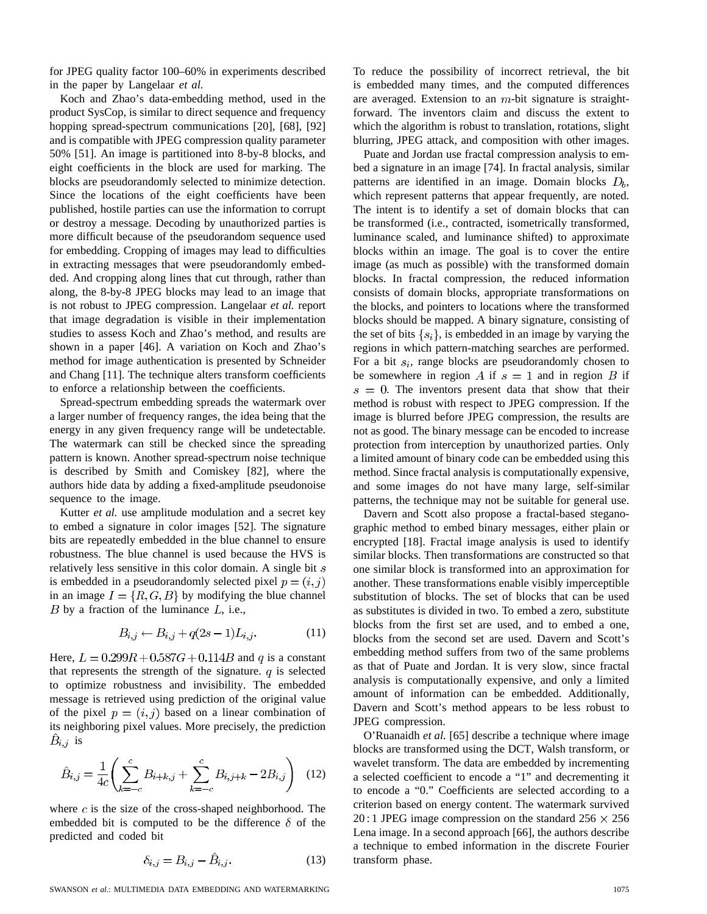for JPEG quality factor 100–60% in experiments described in the paper by Langelaar *et al.*

Koch and Zhao's data-embedding method, used in the product SysCop, is similar to direct sequence and frequency hopping spread-spectrum communications [20], [68], [92] and is compatible with JPEG compression quality parameter 50% [51]. An image is partitioned into 8-by-8 blocks, and eight coefficients in the block are used for marking. The blocks are pseudorandomly selected to minimize detection. Since the locations of the eight coefficients have been published, hostile parties can use the information to corrupt or destroy a message. Decoding by unauthorized parties is more difficult because of the pseudorandom sequence used for embedding. Cropping of images may lead to difficulties in extracting messages that were pseudorandomly embedded. And cropping along lines that cut through, rather than along, the 8-by-8 JPEG blocks may lead to an image that is not robust to JPEG compression. Langelaar *et al.* report that image degradation is visible in their implementation studies to assess Koch and Zhao's method, and results are shown in a paper [46]. A variation on Koch and Zhao's method for image authentication is presented by Schneider and Chang [11]. The technique alters transform coefficients to enforce a relationship between the coefficients.

Spread-spectrum embedding spreads the watermark over a larger number of frequency ranges, the idea being that the energy in any given frequency range will be undetectable. The watermark can still be checked since the spreading pattern is known. Another spread-spectrum noise technique is described by Smith and Comiskey [82], where the authors hide data by adding a fixed-amplitude pseudonoise sequence to the image.

Kutter *et al.* use amplitude modulation and a secret key to embed a signature in color images [52]. The signature bits are repeatedly embedded in the blue channel to ensure robustness. The blue channel is used because the HVS is relatively less sensitive in this color domain. A single bit $s$ is embedded in a pseudorandomly selected pixel $p = (i, j)$ in an image $I = \{R, G, B\}$ by modifying the blue channel $B$ by a fraction of the luminance $L$, i.e.,

$$B_{i,j} \leftarrow B_{i,j} + q(2s - 1)L_{i,j}. \tag{11}$$

Here, $L = 0.299R + 0.587G + 0.114B$ and $q$ is a constant that represents the strength of the signature. $q$ is selected to optimize robustness and invisibility. The embedded message is retrieved using prediction of the original value of the pixel $p = (i, j)$ based on a linear combination of its neighboring pixel values. More precisely, the prediction $\hat{B}_{i,j}$ is

$$\hat{B}_{i,j} = \frac{1}{4c}\left(\sum_{k=-c}^{c} B_{i+k,j} + \sum_{k=-c}^{c} B_{i,j+k} - 2B_{i,j}\right) \tag{12}$$

where $c$ is the size of the cross-shaped neighborhood. The embedded bit is computed to be the difference $\delta$ of the predicted and coded bit

$$\delta_{i,j} = B_{i,j} - \hat{B}_{i,j}. \tag{13}$$

To reduce the possibility of incorrect retrieval, the bit is embedded many times, and the computed differences are averaged. Extension to an $m$-bit signature is straightforward. The inventors claim and discuss the extent to which the algorithm is robust to translation, rotations, slight blurring, JPEG attack, and composition with other images.

Puate and Jordan use fractal compression analysis to embed a signature in an image [74]. In fractal analysis, similar patterns are identified in an image. Domain blocks $D_b$, which represent patterns that appear frequently, are noted. The intent is to identify a set of domain blocks that can be transformed (i.e., contracted, isometrically transformed, luminance scaled, and luminance shifted) to approximate blocks within an image. The goal is to cover the entire image (as much as possible) with the transformed domain blocks. In fractal compression, the reduced information consists of domain blocks, appropriate transformations on the blocks, and pointers to locations where the transformed blocks should be mapped. A binary signature, consisting of the set of bits $\{s_i\}$, is embedded in an image by varying the regions in which pattern-matching searches are performed. For a bit $s_i$, range blocks are pseudorandomly chosen to be somewhere in region $A$ if $s = 1$ and in region $B$ if $s = 0$. The inventors present data that show that their method is robust with respect to JPEG compression. If the image is blurred before JPEG compression, the results are not as good. The binary message can be encoded to increase protection from interception by unauthorized parties. Only a limited amount of binary code can be embedded using this method. Since fractal analysis is computationally expensive, and some images do not have many large, self-similar patterns, the technique may not be suitable for general use.

Davern and Scott also propose a fractal-based steganographic method to embed binary messages, either plain or encrypted [18]. Fractal image analysis is used to identify similar blocks. Then transformations are constructed so that one similar block is transformed into an approximation for another. These transformations enable visibly imperceptible substitution of blocks. The set of blocks that can be used as substitutes is divided in two. To embed a zero, substitute blocks from the first set are used, and to embed a one, blocks from the second set are used. Davern and Scott's embedding method suffers from two of the same problems as that of Puate and Jordan. It is very slow, since fractal analysis is computationally expensive, and only a limited amount of information can be embedded. Additionally, Davern and Scott's method appears to be less robust to JPEG compression.

O'Ruanaidh *et al.* [65] describe a technique where image blocks are transformed using the DCT, Walsh transform, or wavelet transform. The data are embedded by incrementing a selected coefficient to encode a "1" and decrementing it to encode a "0." Coefficients are selected according to a criterion based on energy content. The watermark survived $20:1$ JPEG image compression on the standard $256 \times 256$ Lena image. In a second approach [66], the authors describe a technique to embed information in the discrete Fourier transform phase.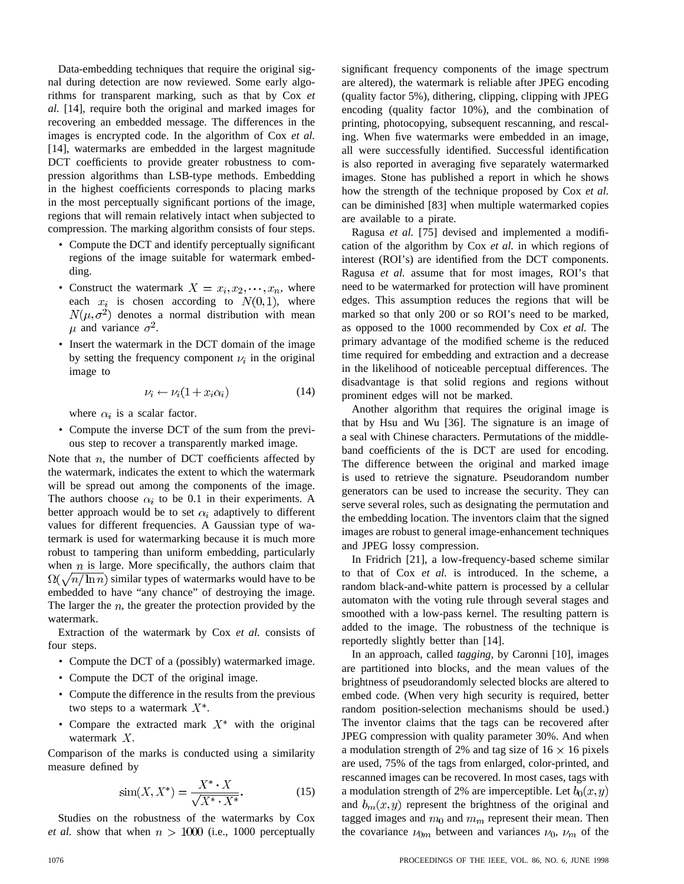Data-embedding techniques that require the original signal during detection are now reviewed. Some early algorithms for transparent marking, such as that by Cox *et al.* [14], require both the original and marked images for recovering an embedded message. The differences in the images is encrypted code. In the algorithm of Cox *et al.* [14], watermarks are embedded in the largest magnitude DCT coefficients to provide greater robustness to compression algorithms than LSB-type methods. Embedding in the highest coefficients corresponds to placing marks in the most perceptually significant portions of the image, regions that will remain relatively intact when subjected to compression. The marking algorithm consists of four steps.

- Compute the DCT and identify perceptually significant regions of the image suitable for watermark embedding.
- Construct the watermark $X = x_i, x_2, \cdots, x_n$, where each $x_i$ is chosen according to $N(0,1)$, where $N(\mu, \sigma^2)$ denotes a normal distribution with mean $\mu$ and variance $\sigma^2$.
- Insert the watermark in the DCT domain of the image by setting the frequency component $\nu_i$ in the original image to

$$\nu_i \leftarrow \nu_i(1 + x_i \alpha_i) \tag{14}$$

  where $\alpha_i$ is a scalar factor.
- Compute the inverse DCT of the sum from the previous step to recover a transparently marked image.

Note that $n$, the number of DCT coefficients affected by the watermark, indicates the extent to which the watermark will be spread out among the components of the image. The authors choose $\alpha_i$ to be 0.1 in their experiments. A better approach would be to set $\alpha_i$ adaptively to different values for different frequencies. A Gaussian type of watermark is used for watermarking because it is much more robust to tampering than uniform embedding, particularly when $n$ is large. More specifically, the authors claim that $\Omega(\sqrt{n/\ln n})$ similar types of watermarks would have to be embedded to have "any chance" of destroying the image. The larger the $n$, the greater the protection provided by the watermark.

Extraction of the watermark by Cox *et al.* consists of four steps.

- Compute the DCT of a (possibly) watermarked image.
- Compute the DCT of the original image.
- Compute the difference in the results from the previous two steps to a watermark $X^*$.
- Compare the extracted mark $X^*$ with the original watermark $X$.

Comparison of the marks is conducted using a similarity measure defined by

$$\text{sim}(X, X^*) = \frac{X^* \cdot X}{\sqrt{X^* \cdot X^*}}. \tag{15}$$

Studies on the robustness of the watermarks by Cox *et al.* show that when $n > 1000$ (i.e., 1000 perceptually significant frequency components of the image spectrum are altered), the watermark is reliable after JPEG encoding (quality factor 5%), dithering, clipping, clipping with JPEG encoding (quality factor 10%), and the combination of printing, photocopying, subsequent rescanning, and rescaling. When five watermarks were embedded in an image, all were successfully identified. Successful identification is also reported in averaging five separately watermarked images. Stone has published a report in which he shows how the strength of the technique proposed by Cox *et al.* can be diminished [83] when multiple watermarked copies are available to a pirate.

Ragusa *et al.* [75] devised and implemented a modification of the algorithm by Cox *et al.* in which regions of interest (ROI's) are identified from the DCT components. Ragusa *et al.* assume that for most images, ROI's that need to be watermarked for protection will have prominent edges. This assumption reduces the regions that will be marked so that only 200 or so ROI's need to be marked, as opposed to the 1000 recommended by Cox *et al.* The primary advantage of the modified scheme is the reduced time required for embedding and extraction and a decrease in the likelihood of noticeable perceptual differences. The disadvantage is that solid regions and regions without prominent edges will not be marked.

Another algorithm that requires the original image is that by Hsu and Wu [36]. The signature is an image of a seal with Chinese characters. Permutations of the middle-band coefficients of the is DCT are used for encoding. The difference between the original and marked image is used to retrieve the signature. Pseudorandom number generators can be used to increase the security. They can serve several roles, such as designating the permutation and the embedding location. The inventors claim that the signed images are robust to general image-enhancement techniques and JPEG lossy compression.

In Fridrich [21], a low-frequency-based scheme similar to that of Cox *et al.* is introduced. In the scheme, a random black-and-white pattern is processed by a cellular automaton with the voting rule through several stages and smoothed with a low-pass kernel. The resulting pattern is added to the image. The robustness of the technique is reportedly slightly better than [14].

In an approach, called *tagging,* by Caronni [10], images are partitioned into blocks, and the mean values of the brightness of pseudorandomly selected blocks are altered to embed code. (When very high security is required, better random position-selection mechanisms should be used.) The inventor claims that the tags can be recovered after JPEG compression with quality parameter 30%. And when a modulation strength of 2% and tag size of $16 \times 16$ pixels are used, 75% of the tags from enlarged, color-printed, and rescanned images can be recovered. In most cases, tags with a modulation strength of 2% are imperceptible. Let $b_0(x,y)$ and $b_m(x,y)$ represent the brightness of the original and tagged images and $m_0$ and $m_m$ represent their mean. Then the covariance $\nu_{0m}$ between and variances $\nu_0$, $\nu_m$ of the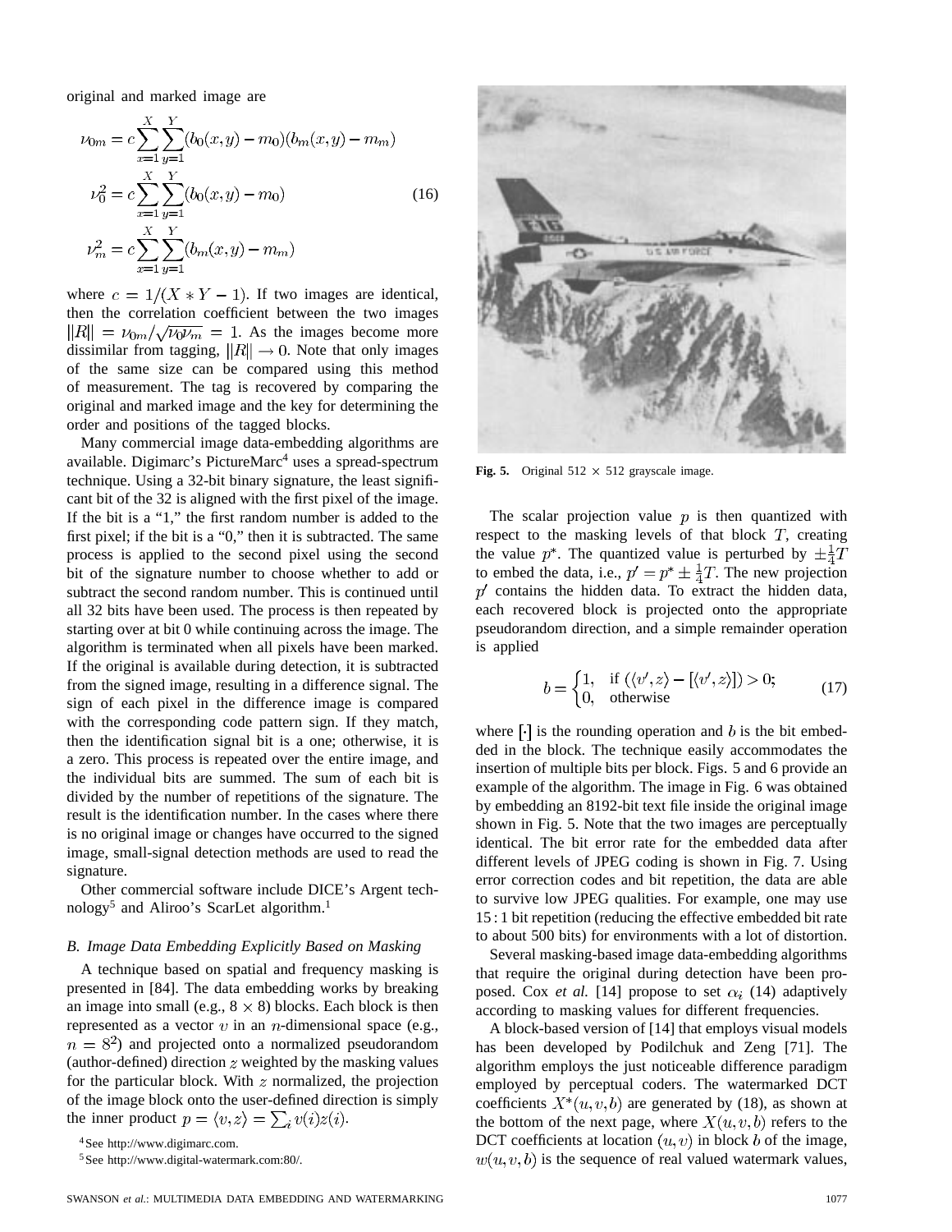original and marked image are

$$
\begin{aligned}
\nu_{0m} &= c\sum_{x=1}^{X}\sum_{y=1}^{Y}(b_0(x,y)-m_0)(b_m(x,y)-m_m)\\
\nu_0^2 &= c\sum_{x=1}^{X}\sum_{y=1}^{Y}(b_0(x,y)-m_0) \qquad (16)\\
\nu_m^2 &= c\sum_{x=1}^{X}\sum_{y=1}^{Y}(b_m(x,y)-m_m)
\end{aligned}
$$

where $c = 1/(X * Y - 1)$. If two images are identical, then the correlation coefficient between the two images $\|R\| = \nu_{0m}/\sqrt{\nu_0\nu_m} = 1$. As the images become more dissimilar from tagging, $\|R\| \to 0$. Note that only images of the same size can be compared using this method of measurement. The tag is recovered by comparing the original and marked image and the key for determining the order and positions of the tagged blocks.

Many commercial image data-embedding algorithms are available. Digimarc's PictureMarc[4] uses a spread-spectrum technique. Using a 32-bit binary signature, the least significant bit of the 32 is aligned with the first pixel of the image. If the bit is a "1," the first random number is added to the first pixel; if the bit is a "0," then it is subtracted. The same process is applied to the second pixel using the second bit of the signature number to choose whether to add or subtract the second random number. This is continued until all 32 bits have been used. The process is then repeated by starting over at bit 0 while continuing across the image. The algorithm is terminated when all pixels have been marked. If the original is available during detection, it is subtracted from the signed image, resulting in a difference signal. The sign of each pixel in the difference image is compared with the corresponding code pattern sign. If they match, then the identification signal bit is a one; otherwise, it is a zero. This process is repeated over the entire image, and the individual bits are summed. The sum of each bit is divided by the number of repetitions of the signature. The result is the identification number. In the cases where there is no original image or changes have occurred to the signed image, small-signal detection methods are used to read the signature.

Other commercial software include DICE's Argent technology[5] and Aliroo's ScarLet algorithm.[1]

### B. Image Data Embedding Explicitly Based on Masking

A technique based on spatial and frequency masking is presented in [84]. The data embedding works by breaking an image into small (e.g., $8 \times 8$) blocks. Each block is then represented as a vector $v$ in an $n$-dimensional space (e.g., $n = 8^2$) and projected onto a normalized pseudorandom (author-defined) direction $z$ weighted by the masking values for the particular block. With $z$ normalized, the projection of the image block onto the user-defined direction is simply the inner product $p = \langle v, z\rangle = \sum_i v(i)z(i)$.

[4] See http://www.digimarc.com.

[5] See http://www.digital-watermark.com:80/.

Fig. 5. Original $512 \times 512$ grayscale image.

The scalar projection value $p$ is then quantized with respect to the masking levels of that block $T$, creating the value $p^*$. The quantized value is perturbed by $\pm\frac{1}{4}T$ to embed the data, i.e., $p' = p^* \pm \frac{1}{4}T$. The new projection $p'$ contains the hidden data. To extract the hidden data, each recovered block is projected onto the appropriate pseudorandom direction, and a simple remainder operation is applied

$$
b = \begin{cases} 1, & \text{if } (\langle v', z\rangle - [\langle v', z\rangle]) > 0;\\ 0, & \text{otherwise}\end{cases} \qquad (17)
$$

where $[\cdot]$ is the rounding operation and $b$ is the bit embedded in the block. The technique easily accommodates the insertion of multiple bits per block. Figs. 5 and 6 provide an example of the algorithm. The image in Fig. 6 was obtained by embedding an 8192-bit text file inside the original image shown in Fig. 5. Note that the two images are perceptually identical. The bit error rate for the embedded data after different levels of JPEG coding is shown in Fig. 7. Using error correction codes and bit repetition, the data are able to survive low JPEG qualities. For example, one may use 15 : 1 bit repetition (reducing the effective embedded bit rate to about 500 bits) for environments with a lot of distortion.

Several masking-based image data-embedding algorithms that require the original during detection have been proposed. Cox *et al.* [14] propose to set $\alpha_i$ (14) adaptively according to masking values for different frequencies.

A block-based version of [14] that employs visual models has been developed by Podilchuk and Zeng [71]. The algorithm employs the just noticeable difference paradigm employed by perceptual coders. The watermarked DCT coefficients $X^*(u,v,b)$ are generated by (18), as shown at the bottom of the next page, where $X(u,v,b)$ refers to the DCT coefficients at location $(u,v)$ in block $b$ of the image, $w(u,v,b)$ is the sequence of real valued watermark values,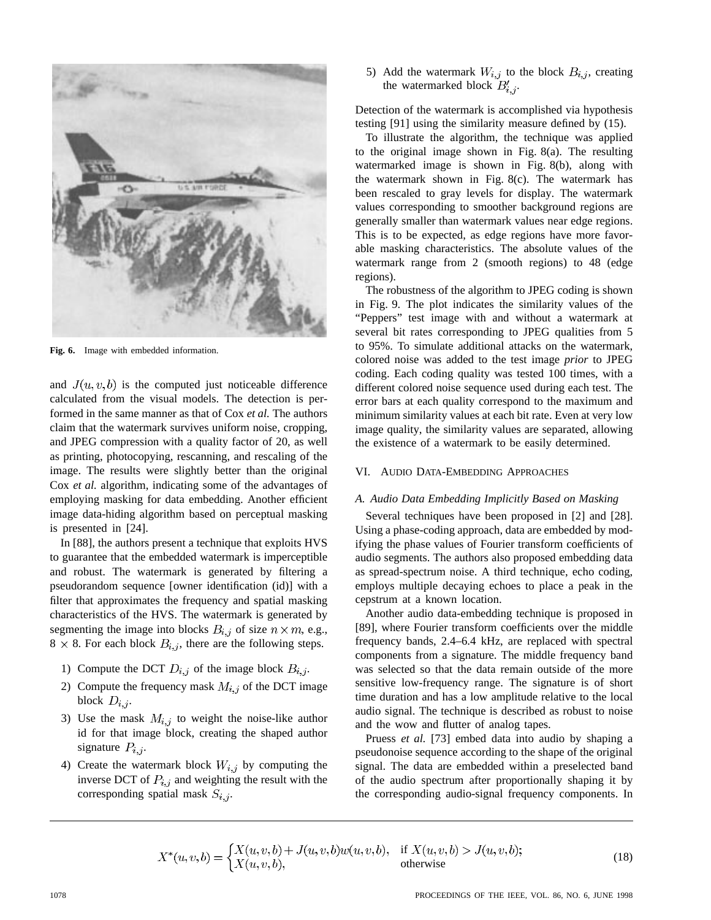Fig. 6. Image with embedded information.

and $J(u, v, b)$ is the computed just noticeable difference calculated from the visual models. The detection is performed in the same manner as that of Cox *et al.* The authors claim that the watermark survives uniform noise, cropping, and JPEG compression with a quality factor of 20, as well as printing, photocopying, rescanning, and rescaling of the image. The results were slightly better than the original Cox *et al.* algorithm, indicating some of the advantages of employing masking for data embedding. Another efficient image data-hiding algorithm based on perceptual masking is presented in [24].

In [88], the authors present a technique that exploits HVS to guarantee that the embedded watermark is imperceptible and robust. The watermark is generated by filtering a pseudorandom sequence [owner identification (id)] with a filter that approximates the frequency and spatial masking characteristics of the HVS. The watermark is generated by segmenting the image into blocks $B_{i,j}$ of size $n \times m$, e.g., $8 \times 8$. For each block $B_{i,j}$, there are the following steps.

1) Compute the DCT $D_{i,j}$ of the image block $B_{i,j}$.
2) Compute the frequency mask $M_{i,j}$ of the DCT image block $D_{i,j}$.
3) Use the mask $M_{i,j}$ to weight the noise-like author id for that image block, creating the shaped author signature $P_{i,j}$.
4) Create the watermark block $W_{i,j}$ by computing the inverse DCT of $P_{i,j}$ and weighting the result with the corresponding spatial mask $S_{i,j}$.
5) Add the watermark $W_{i,j}$ to the block $B_{i,j}$, creating the watermarked block $B'_{i,j}$.

Detection of the watermark is accomplished via hypothesis testing [91] using the similarity measure defined by (15).

To illustrate the algorithm, the technique was applied to the original image shown in Fig. 8(a). The resulting watermarked image is shown in Fig. 8(b), along with the watermark shown in Fig. 8(c). The watermark has been rescaled to gray levels for display. The watermark values corresponding to smoother background regions are generally smaller than watermark values near edge regions. This is to be expected, as edge regions have more favorable masking characteristics. The absolute values of the watermark range from 2 (smooth regions) to 48 (edge regions).

The robustness of the algorithm to JPEG coding is shown in Fig. 9. The plot indicates the similarity values of the "Peppers" test image with and without a watermark at several bit rates corresponding to JPEG qualities from 5 to 95%. To simulate additional attacks on the watermark, colored noise was added to the test image *prior* to JPEG coding. Each coding quality was tested 100 times, with a different colored noise sequence used during each test. The error bars at each quality correspond to the maximum and minimum similarity values at each bit rate. Even at very low image quality, the similarity values are separated, allowing the existence of a watermark to be easily determined.

## VI. Audio Data-Embedding Approaches

### A. Audio Data Embedding Implicitly Based on Masking

Several techniques have been proposed in [2] and [28]. Using a phase-coding approach, data are embedded by modifying the phase values of Fourier transform coefficients of audio segments. The authors also proposed embedding data as spread-spectrum noise. A third technique, echo coding, employs multiple decaying echoes to place a peak in the cepstrum at a known location.

Another audio data-embedding technique is proposed in [89], where Fourier transform coefficients over the middle frequency bands, 2.4–6.4 kHz, are replaced with spectral components from a signature. The middle frequency band was selected so that the data remain outside of the more sensitive low-frequency range. The signature is of short time duration and has a low amplitude relative to the local audio signal. The technique is described as robust to noise and the wow and flutter of analog tapes.

Pruess *et al.* [73] embed data into audio by shaping a pseudonoise sequence according to the shape of the original signal. The data are embedded within a preselected band of the audio spectrum after proportionally shaping it by the corresponding audio-signal frequency components. In

$$X^*(u,v,b) = \begin{cases} X(u,v,b) + J(u,v,b)w(u,v,b), & \text{if } X(u,v,b) > J(u,v,b); \\ X(u,v,b), & \text{otherwise} \end{cases} \tag{18}$$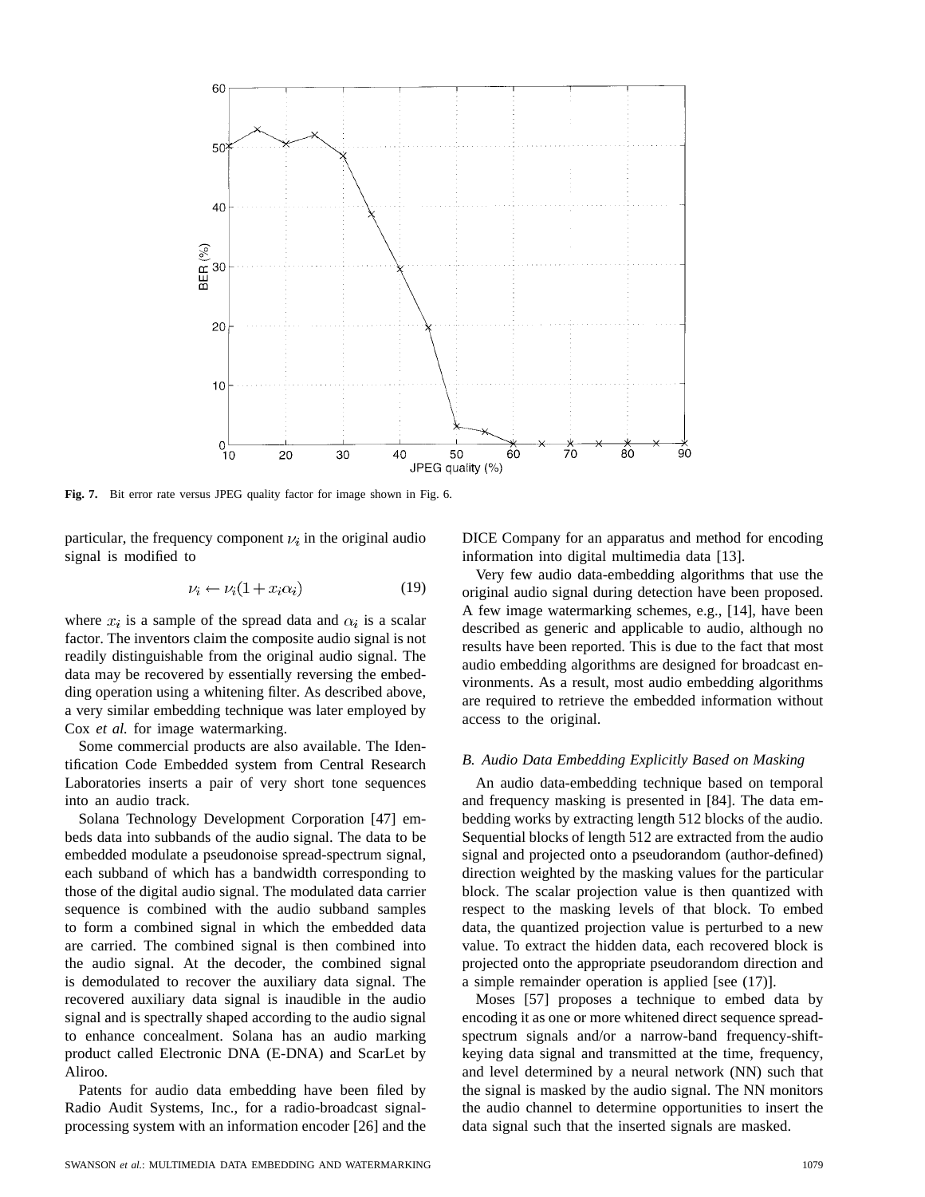Fig. 7. Bit error rate versus JPEG quality factor for image shown in Fig. 6.

particular, the frequency component $\nu_i$ in the original audio signal is modified to

$$\nu_i \leftarrow \nu_i(1 + x_i\alpha_i) \tag{19}$$

where $x_i$ is a sample of the spread data and $\alpha_i$ is a scalar factor. The inventors claim the composite audio signal is not readily distinguishable from the original audio signal. The data may be recovered by essentially reversing the embedding operation using a whitening filter. As described above, a very similar embedding technique was later employed by Cox *et al.* for image watermarking.

Some commercial products are also available. The Identification Code Embedded system from Central Research Laboratories inserts a pair of very short tone sequences into an audio track.

Solana Technology Development Corporation [47] embeds data into subbands of the audio signal. The data to be embedded modulate a pseudonoise spread-spectrum signal, each subband of which has a bandwidth corresponding to those of the digital audio signal. The modulated data carrier sequence is combined with the audio subband samples to form a combined signal in which the embedded data are carried. The combined signal is then combined into the audio signal. At the decoder, the combined signal is demodulated to recover the auxiliary data signal. The recovered auxiliary data signal is inaudible in the audio signal and is spectrally shaped according to the audio signal to enhance concealment. Solana has an audio marking product called Electronic DNA (E-DNA) and ScarLet by Aliroo.

Patents for audio data embedding have been filed by Radio Audit Systems, Inc., for a radio-broadcast signal-processing system with an information encoder [26] and the DICE Company for an apparatus and method for encoding information into digital multimedia data [13].

Very few audio data-embedding algorithms that use the original audio signal during detection have been proposed. A few image watermarking schemes, e.g., [14], have been described as generic and applicable to audio, although no results have been reported. This is due to the fact that most audio embedding algorithms are designed for broadcast environments. As a result, most audio embedding algorithms are required to retrieve the embedded information without access to the original.

### *B. Audio Data Embedding Explicitly Based on Masking*

An audio data-embedding technique based on temporal and frequency masking is presented in [84]. The data embedding works by extracting length 512 blocks of the audio. Sequential blocks of length 512 are extracted from the audio signal and projected onto a pseudorandom (author-defined) direction weighted by the masking values for the particular block. The scalar projection value is then quantized with respect to the masking levels of that block. To embed data, the quantized projection value is perturbed to a new value. To extract the hidden data, each recovered block is projected onto the appropriate pseudorandom direction and a simple remainder operation is applied [see (17)].

Moses [57] proposes a technique to embed data by encoding it as one or more whitened direct sequence spread-spectrum signals and/or a narrow-band frequency-shift-keying data signal and transmitted at the time, frequency, and level determined by a neural network (NN) such that the signal is masked by the audio signal. The NN monitors the audio channel to determine opportunities to insert the data signal such that the inserted signals are masked.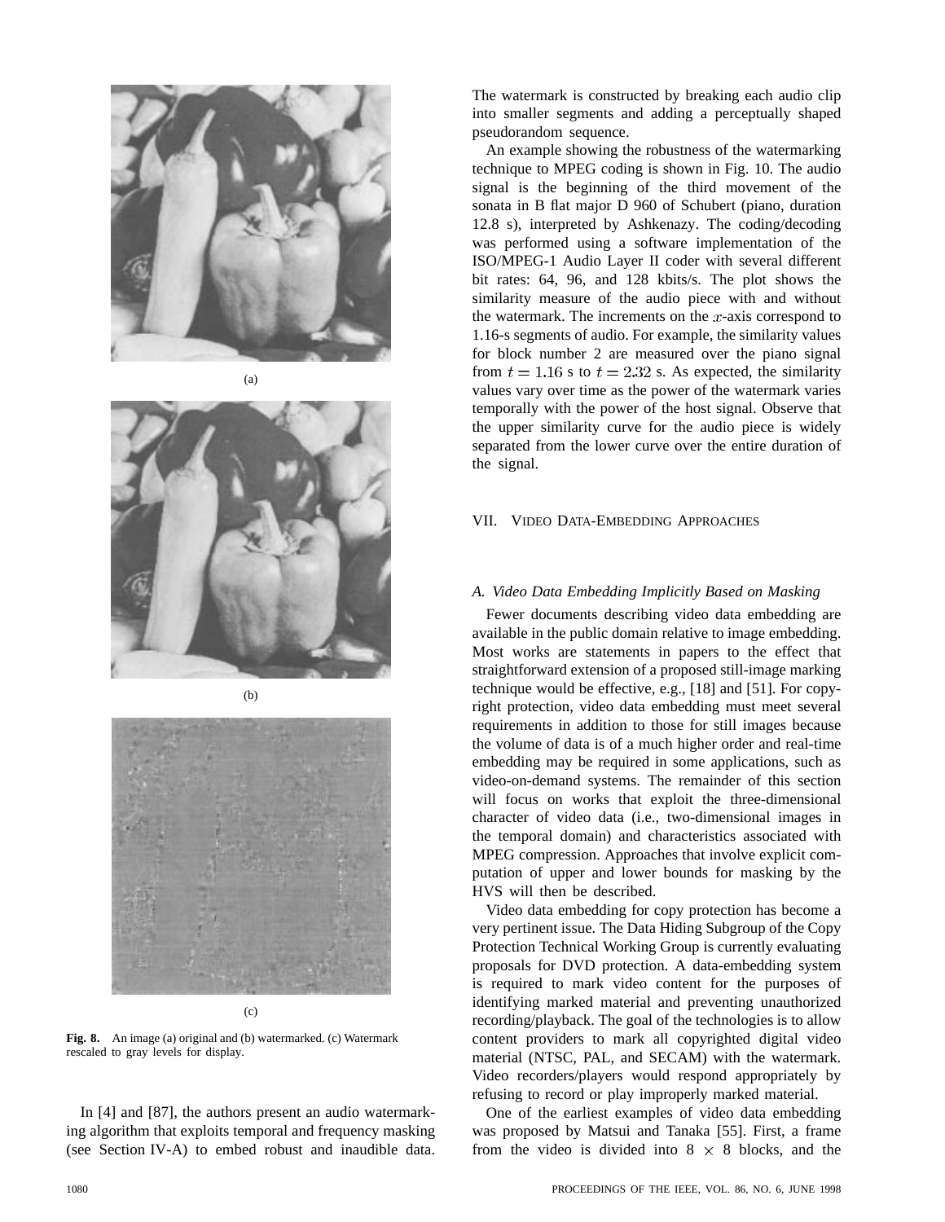(a)

(b)

(c)

**Fig. 8.** An image (a) original and (b) watermarked. (c) Watermark rescaled to gray levels for display.

In [4] and [87], the authors present an audio watermarking algorithm that exploits temporal and frequency masking (see Section IV-A) to embed robust and inaudible data. The watermark is constructed by breaking each audio clip into smaller segments and adding a perceptually shaped pseudorandom sequence.

An example showing the robustness of the watermarking technique to MPEG coding is shown in Fig. 10. The audio signal is the beginning of the third movement of the sonata in B flat major D 960 of Schubert (piano, duration 12.8 s), interpreted by Ashkenazy. The coding/decoding was performed using a software implementation of the ISO/MPEG-1 Audio Layer II coder with several different bit rates: 64, 96, and 128 kbits/s. The plot shows the similarity measure of the audio piece with and without the watermark. The increments on the $x$-axis correspond to 1.16-s segments of audio. For example, the similarity values for block number 2 are measured over the piano signal from $t = 1.16$ s to $t = 2.32$ s. As expected, the similarity values vary over time as the power of the watermark varies temporally with the power of the host signal. Observe that the upper similarity curve for the audio piece is widely separated from the lower curve over the entire duration of the signal.

## VII. Video Data-Embedding Approaches

### *A. Video Data Embedding Implicitly Based on Masking*

Fewer documents describing video data embedding are available in the public domain relative to image embedding. Most works are statements in papers to the effect that straightforward extension of a proposed still-image marking technique would be effective, e.g., [18] and [51]. For copyright protection, video data embedding must meet several requirements in addition to those for still images because the volume of data is of a much higher order and real-time embedding may be required in some applications, such as video-on-demand systems. The remainder of this section will focus on works that exploit the three-dimensional character of video data (i.e., two-dimensional images in the temporal domain) and characteristics associated with MPEG compression. Approaches that involve explicit computation of upper and lower bounds for masking by the HVS will then be described.

Video data embedding for copy protection has become a very pertinent issue. The Data Hiding Subgroup of the Copy Protection Technical Working Group is currently evaluating proposals for DVD protection. A data-embedding system is required to mark video content for the purposes of identifying marked material and preventing unauthorized recording/playback. The goal of the technologies is to allow content providers to mark all copyrighted digital video material (NTSC, PAL, and SECAM) with the watermark. Video recorders/players would respond appropriately by refusing to record or play improperly marked material.

One of the earliest examples of video data embedding was proposed by Matsui and Tanaka [55]. First, a frame from the video is divided into 8 $\times$ 8 blocks, and the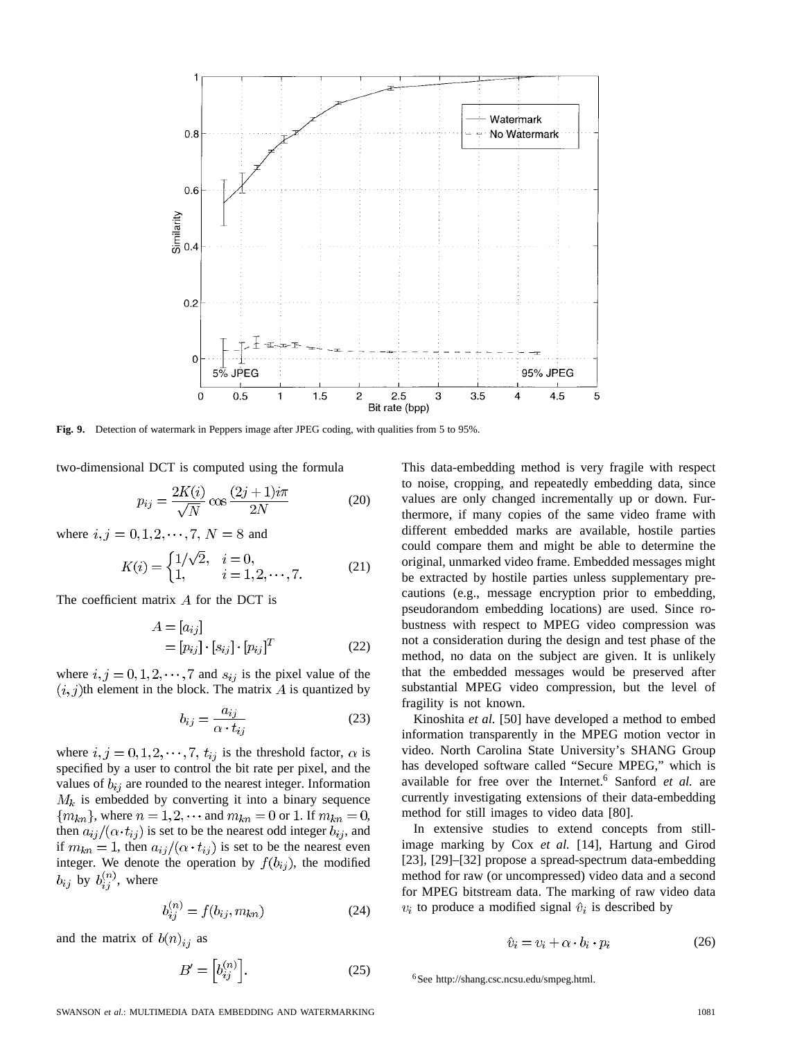Fig. 9. Detection of watermark in Peppers image after JPEG coding, with qualities from 5 to 95%.

two-dimensional DCT is computed using the formula

$$p_{ij} = \frac{2K(i)}{\sqrt{N}} \cos \frac{(2j+1)i\pi}{2N} \tag{20}$$

where $i, j = 0, 1, 2, \cdots, 7$, $N = 8$ and

$$K(i) = \begin{cases} 1/\sqrt{2}, & i = 0, \\ 1, & i = 1, 2, \cdots, 7. \end{cases} \tag{21}$$

The coefficient matrix $A$ for the DCT is

$$\begin{aligned} A &= [a_{ij}] \\ &= [p_{ij}] \cdot [s_{ij}] \cdot [p_{ij}]^T \end{aligned} \tag{22}$$

where $i, j = 0, 1, 2, \cdots, 7$ and $s_{ij}$ is the pixel value of the $(i, j)$th element in the block. The matrix $A$ is quantized by

$$b_{ij} = \frac{a_{ij}}{\alpha \cdot t_{ij}} \tag{23}$$

where $i, j = 0, 1, 2, \cdots, 7$, $t_{ij}$ is the threshold factor, $\alpha$ is specified by a user to control the bit rate per pixel, and the values of $b_{ij}$ are rounded to the nearest integer. Information $M_k$ is embedded by converting it into a binary sequence $\{m_{kn}\}$, where $n = 1, 2, \cdots$ and $m_{kn} = 0$ or $1$. If $m_{kn} = 0$, then $a_{ij}/(\alpha \cdot t_{ij})$ is set to be the nearest odd integer $b_{ij}$, and if $m_{kn} = 1$, then $a_{ij}/(\alpha \cdot t_{ij})$ is set to be the nearest even integer. We denote the operation by $f(b_{ij})$, the modified $b_{ij}$ by $b_{ij}^{(n)}$, where

$$b_{ij}^{(n)} = f(b_{ij}, m_{kn}) \tag{24}$$

and the matrix of $b(n)_{ij}$ as

$$B' = \left[b_{ij}^{(n)}\right]. \tag{25}$$

This data-embedding method is very fragile with respect to noise, cropping, and repeatedly embedding data, since values are only changed incrementally up or down. Furthermore, if many copies of the same video frame with different embedded marks are available, hostile parties could compare them and might be able to determine the original, unmarked video frame. Embedded messages might be extracted by hostile parties unless supplementary precautions (e.g., message encryption prior to embedding, pseudorandom embedding locations) are used. Since robustness with respect to MPEG video compression was not a consideration during the design and test phase of the method, no data on the subject are given. It is unlikely that the embedded messages would be preserved after substantial MPEG video compression, but the level of fragility is not known.

Kinoshita *et al.* [50] have developed a method to embed information transparently in the MPEG motion vector in video. North Carolina State University's SHANG Group has developed software called "Secure MPEG," which is available for free over the Internet.[6] Sanford *et al.* are currently investigating extensions of their data-embedding method for still images to video data [80].

In extensive studies to extend concepts from still-image marking by Cox *et al.* [14], Hartung and Girod [23], [29]–[32] propose a spread-spectrum data-embedding method for raw (or uncompressed) video data and a second for MPEG bitstream data. The marking of raw video data $v_i$ to produce a modified signal $\hat{v}_i$ is described by

$$\hat{v}_i = v_i + \alpha \cdot b_i \cdot p_i \tag{26}$$

[6] See http://shang.csc.ncsu.edu/smpeg.html.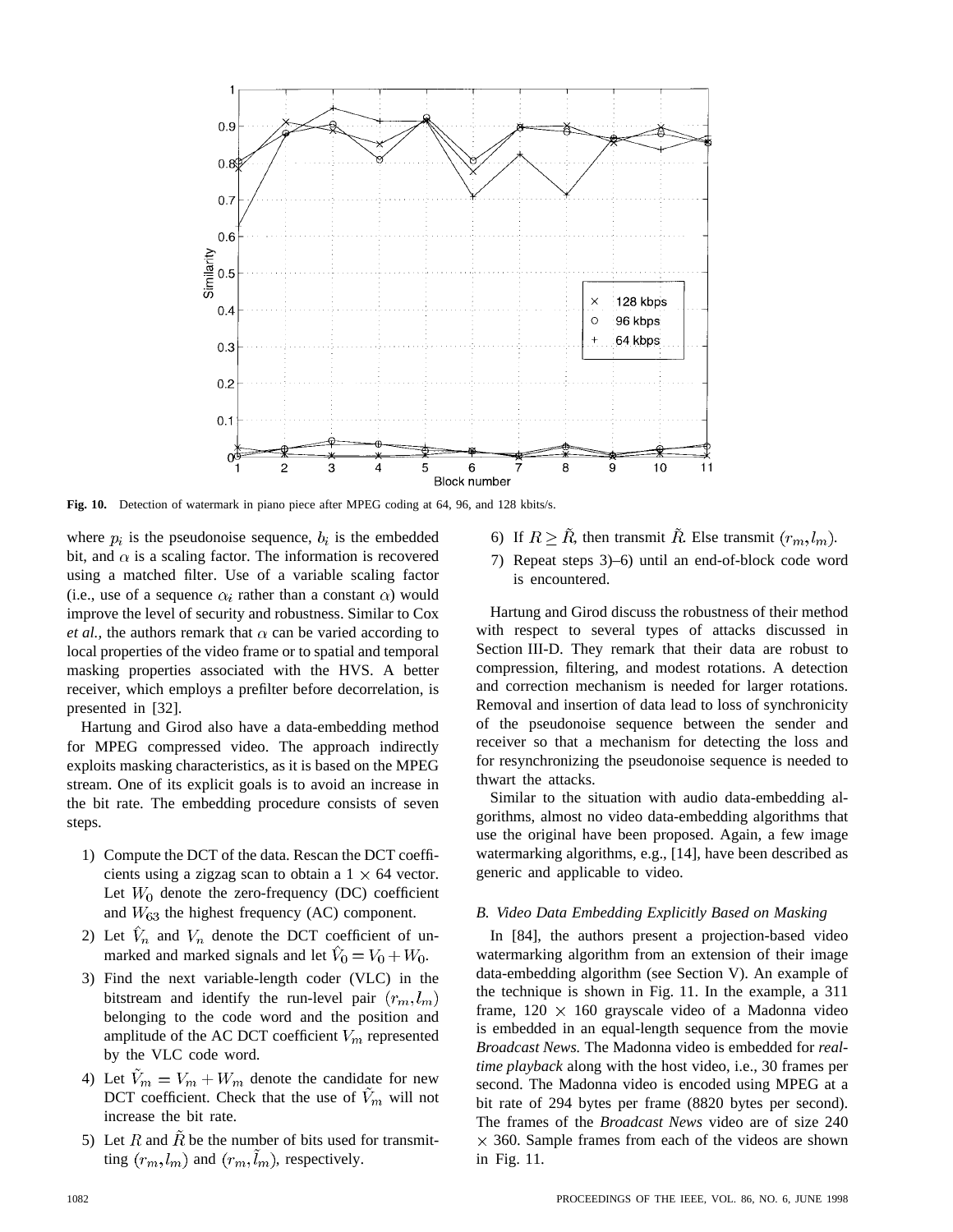Fig. 10. Detection of watermark in piano piece after MPEG coding at 64, 96, and 128 kbits/s.

where $p_i$ is the pseudonoise sequence, $b_i$ is the embedded bit, and $\alpha$ is a scaling factor. The information is recovered using a matched filter. Use of a variable scaling factor (i.e., use of a sequence $\alpha_i$ rather than a constant $\alpha$) would improve the level of security and robustness. Similar to Cox *et al.*, the authors remark that $\alpha$ can be varied according to local properties of the video frame or to spatial and temporal masking properties associated with the HVS. A better receiver, which employs a prefilter before decorrelation, is presented in [32].

Hartung and Girod also have a data-embedding method for MPEG compressed video. The approach indirectly exploits masking characteristics, as it is based on the MPEG stream. One of its explicit goals is to avoid an increase in the bit rate. The embedding procedure consists of seven steps.

1) Compute the DCT of the data. Rescan the DCT coefficients using a zigzag scan to obtain a 1 × 64 vector. Let $W_0$ denote the zero-frequency (DC) coefficient and $W_{63}$ the highest frequency (AC) component.
2) Let $\hat{V}_n$ and $V_n$ denote the DCT coefficient of unmarked and marked signals and let $\hat{V}_0 = V_0 + W_0$.
3) Find the next variable-length coder (VLC) in the bitstream and identify the run-level pair $(r_m, l_m)$ belonging to the code word and the position and amplitude of the AC DCT coefficient $V_m$ represented by the VLC code word.
4) Let $\tilde{V}_m = V_m + W_m$ denote the candidate for new DCT coefficient. Check that the use of $\tilde{V}_m$ will not increase the bit rate.
5) Let $R$ and $\tilde{R}$ be the number of bits used for transmitting $(r_m, l_m)$ and $(r_m, \tilde{l}_m)$, respectively.
6) If $R \geq \tilde{R}$, then transmit $\tilde{R}$. Else transmit $(r_m, l_m)$.
7) Repeat steps 3)–6) until an end-of-block code word is encountered.

Hartung and Girod discuss the robustness of their method with respect to several types of attacks discussed in Section III-D. They remark that their data are robust to compression, filtering, and modest rotations. A detection and correction mechanism is needed for larger rotations. Removal and insertion of data lead to loss of synchronicity of the pseudonoise sequence between the sender and receiver so that a mechanism for detecting the loss and for resynchronizing the pseudonoise sequence is needed to thwart the attacks.

Similar to the situation with audio data-embedding algorithms, almost no video data-embedding algorithms that use the original have been proposed. Again, a few image watermarking algorithms, e.g., [14], have been described as generic and applicable to video.

### B. Video Data Embedding Explicitly Based on Masking

In [84], the authors present a projection-based video watermarking algorithm from an extension of their image data-embedding algorithm (see Section V). An example of the technique is shown in Fig. 11. In the example, a 311 frame, 120 × 160 grayscale video of a Madonna video is embedded in an equal-length sequence from the movie *Broadcast News.* The Madonna video is embedded for *real-time playback* along with the host video, i.e., 30 frames per second. The Madonna video is encoded using MPEG at a bit rate of 294 bytes per frame (8820 bytes per second). The frames of the *Broadcast News* video are of size 240 × 360. Sample frames from each of the videos are shown in Fig. 11.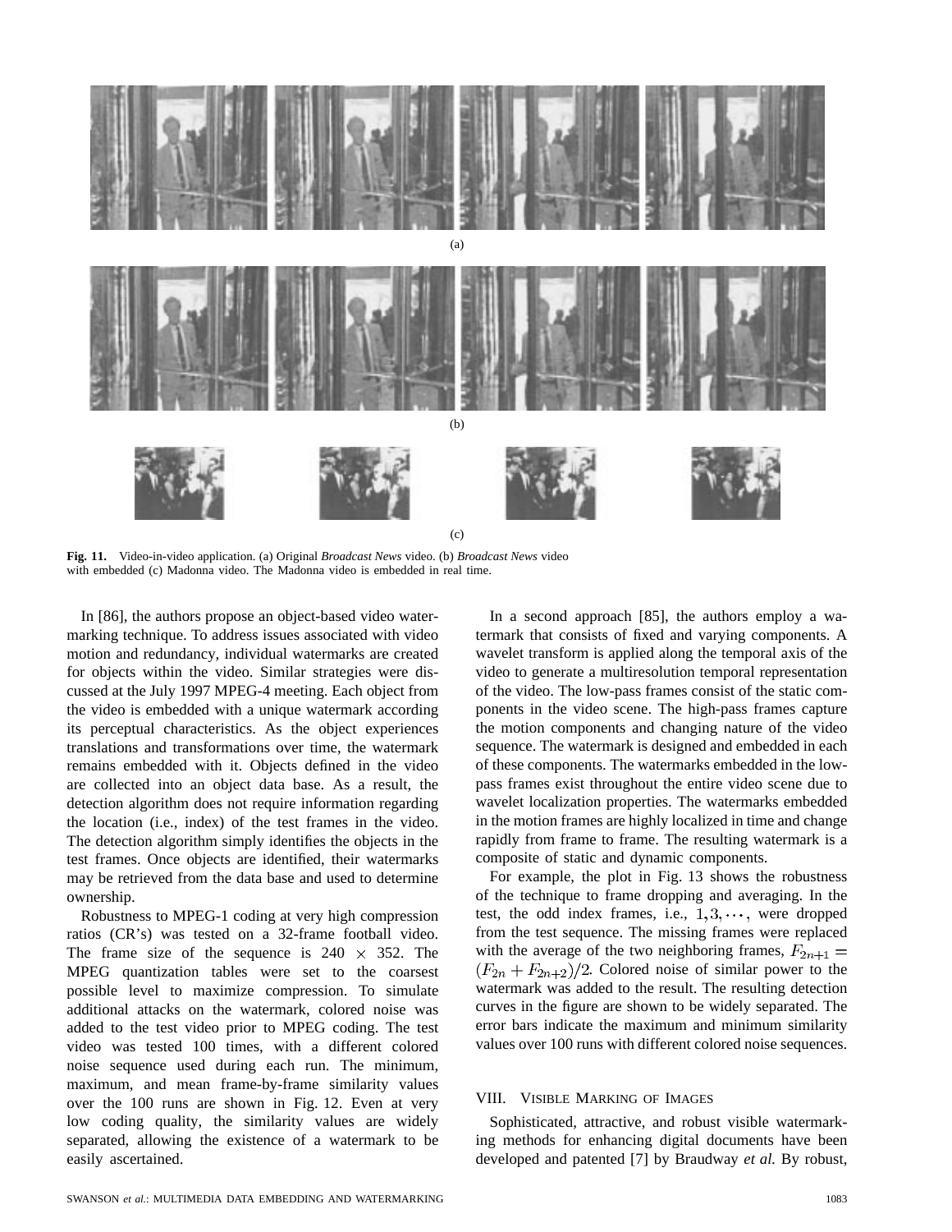(a)

(b)

(c)

**Fig. 11.** Video-in-video application. (a) Original *Broadcast News* video. (b) *Broadcast News* video with embedded (c) Madonna video. The Madonna video is embedded in real time.

In [86], the authors propose an object-based video watermarking technique. To address issues associated with video motion and redundancy, individual watermarks are created for objects within the video. Similar strategies were discussed at the July 1997 MPEG-4 meeting. Each object from the video is embedded with a unique watermark according its perceptual characteristics. As the object experiences translations and transformations over time, the watermark remains embedded with it. Objects defined in the video are collected into an object data base. As a result, the detection algorithm does not require information regarding the location (i.e., index) of the test frames in the video. The detection algorithm simply identifies the objects in the test frames. Once objects are identified, their watermarks may be retrieved from the data base and used to determine ownership.

Robustness to MPEG-1 coding at very high compression ratios (CR's) was tested on a 32-frame football video. The frame size of the sequence is $240 \times 352$. The MPEG quantization tables were set to the coarsest possible level to maximize compression. To simulate additional attacks on the watermark, colored noise was added to the test video prior to MPEG coding. The test video was tested 100 times, with a different colored noise sequence used during each run. The minimum, maximum, and mean frame-by-frame similarity values over the 100 runs are shown in Fig. 12. Even at very low coding quality, the similarity values are widely separated, allowing the existence of a watermark to be easily ascertained.

In a second approach [85], the authors employ a watermark that consists of fixed and varying components. A wavelet transform is applied along the temporal axis of the video to generate a multiresolution temporal representation of the video. The low-pass frames consist of the static components in the video scene. The high-pass frames capture the motion components and changing nature of the video sequence. The watermark is designed and embedded in each of these components. The watermarks embedded in the low-pass frames exist throughout the entire video scene due to wavelet localization properties. The watermarks embedded in the motion frames are highly localized in time and change rapidly from frame to frame. The resulting watermark is a composite of static and dynamic components.

For example, the plot in Fig. 13 shows the robustness of the technique to frame dropping and averaging. In the test, the odd index frames, i.e., $1, 3, \cdots,$ were dropped from the test sequence. The missing frames were replaced with the average of the two neighboring frames, $F_{2n+1} = (F_{2n} + F_{2n+2})/2$. Colored noise of similar power to the watermark was added to the result. The resulting detection curves in the figure are shown to be widely separated. The error bars indicate the maximum and minimum similarity values over 100 runs with different colored noise sequences.

## VIII. Visible Marking of Images

Sophisticated, attractive, and robust visible watermarking methods for enhancing digital documents have been developed and patented [7] by Braudway *et al.* By robust,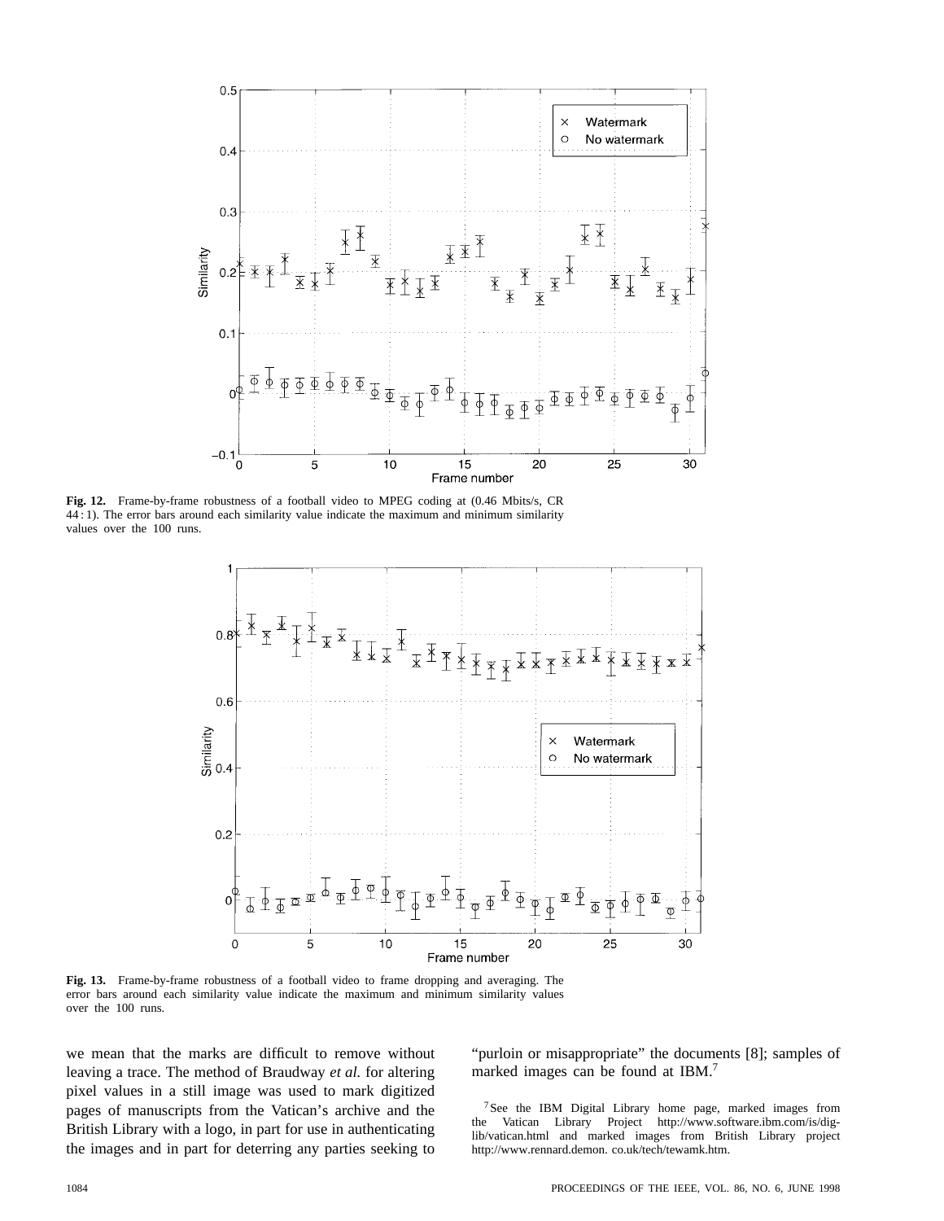**Fig. 12.** Frame-by-frame robustness of a football video to MPEG coding at (0.46 Mbits/s, CR 44 : 1). The error bars around each similarity value indicate the maximum and minimum similarity values over the 100 runs.

**Fig. 13.** Frame-by-frame robustness of a football video to frame dropping and averaging. The error bars around each similarity value indicate the maximum and minimum similarity values over the 100 runs.

we mean that the marks are difficult to remove without leaving a trace. The method of Braudway *et al.* for altering pixel values in a still image was used to mark digitized pages of manuscripts from the Vatican's archive and the British Library with a logo, in part for use in authenticating the images and in part for deterring any parties seeking to "purloin or misappropriate" the documents [8]; samples of marked images can be found at IBM.[7]

[7] See the IBM Digital Library home page, marked images from the Vatican Library Project http://www.software.ibm.com/is/dig-lib/vatican.html and marked images from British Library project http://www.rennard.demon. co.uk/tech/tewamk.htm.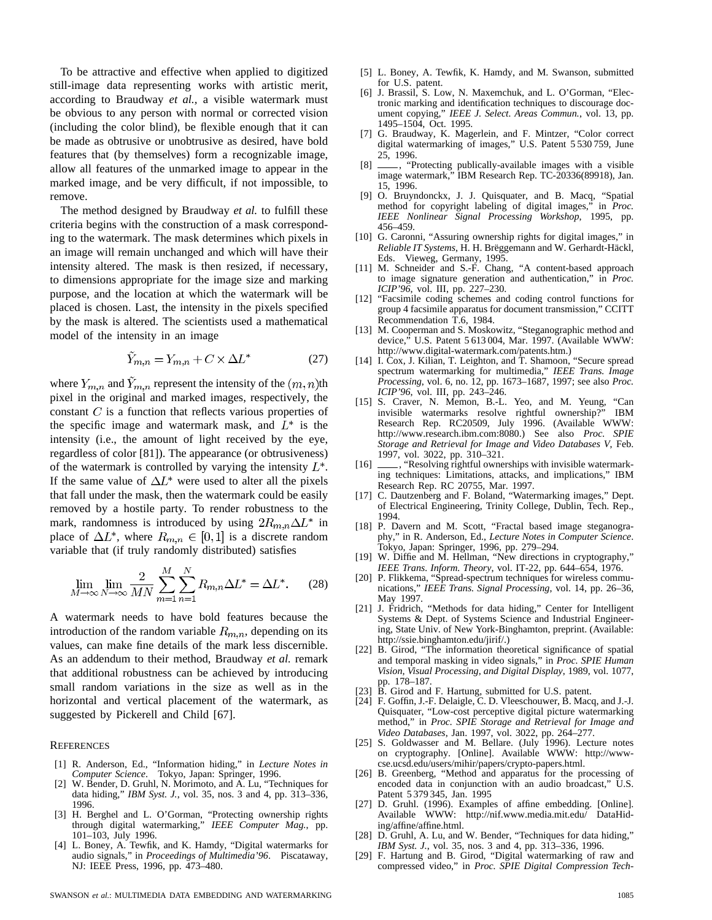To be attractive and effective when applied to digitized still-image data representing works with artistic merit, according to Braudway *et al.*, a visible watermark must be obvious to any person with normal or corrected vision (including the color blind), be flexible enough that it can be made as obtrusive or unobtrusive as desired, have bold features that (by themselves) form a recognizable image, allow all features of the unmarked image to appear in the marked image, and be very difficult, if not impossible, to remove.

The method designed by Braudway *et al.* to fulfill these criteria begins with the construction of a mask corresponding to the watermark. The mask determines which pixels in an image will remain unchanged and which will have their intensity altered. The mask is then resized, if necessary, to dimensions appropriate for the image size and marking purpose, and the location at which the watermark will be placed is chosen. Last, the intensity in the pixels specified by the mask is altered. The scientists used a mathematical model of the intensity in an image

$$\tilde{Y}_{m,n} = Y_{m,n} + C \times \Delta L^* \tag{27}$$

where $Y_{m,n}$ and $\tilde{Y}_{m,n}$ represent the intensity of the $(m,n)$th pixel in the original and marked images, respectively, the constant $C$ is a function that reflects various properties of the specific image and watermark mask, and $L^*$ is the intensity (i.e., the amount of light received by the eye, regardless of color [81]). The appearance (or obtrusiveness) of the watermark is controlled by varying the intensity $L^*$. If the same value of $\Delta L^*$ were used to alter all the pixels that fall under the mask, then the watermark could be easily removed by a hostile party. To render robustness to the mark, randomness is introduced by using $2R_{m,n}\Delta L^*$ in place of $\Delta L^*$, where $R_{m,n} \in [0,1]$ is a discrete random variable that (if truly randomly distributed) satisfies

$$\lim_{M\to\infty} \lim_{N\to\infty} \frac{2}{MN} \sum_{m=1}^{M} \sum_{n=1}^{N} R_{m,n} \Delta L^* = \Delta L^*. \tag{28}$$

A watermark needs to have bold features because the introduction of the random variable $R_{m,n}$, depending on its values, can make fine details of the mark less discernible. As an addendum to their method, Braudway *et al.* remark that additional robustness can be achieved by introducing small random variations in the size as well as in the horizontal and vertical placement of the watermark, as suggested by Pickerell and Child [67].

## REFERENCES

[1] R. Anderson, Ed., "Information hiding," in *Lecture Notes in Computer Science*. Tokyo, Japan: Springer, 1996.

[2] W. Bender, D. Gruhl, N. Morimoto, and A. Lu, "Techniques for data hiding," *IBM Syst. J.*, vol. 35, nos. 3 and 4, pp. 313–336, 1996.

[3] H. Berghel and L. O'Gorman, "Protecting ownership rights through digital watermarking," *IEEE Computer Mag.*, pp. 101–103, July 1996.

[4] L. Boney, A. Tewfik, and K. Hamdy, "Digital watermarks for audio signals," in *Proceedings of Multimedia'96*. Piscataway, NJ: IEEE Press, 1996, pp. 473–480.

[5] L. Boney, A. Tewfik, K. Hamdy, and M. Swanson, submitted for U.S. patent.

[6] J. Brassil, S. Low, N. Maxemchuk, and L. O'Gorman, "Electronic marking and identification techniques to discourage document copying," *IEEE J. Select. Areas Commun.*, vol. 13, pp. 1495–1504, Oct. 1995.

[7] G. Braudway, K. Magerlein, and F. Mintzer, "Color correct digital watermarking of images," U.S. Patent 5 530 759, June 25, 1996.

[8] ——, "Protecting publically-available images with a visible image watermark," IBM Research Rep. TC-20336(89918), Jan. 15, 1996.

[9] O. Bruyndonckx, J. J. Quisquater, and B. Macq, "Spatial method for copyright labeling of digital images," in *Proc. IEEE Nonlinear Signal Processing Workshop*, 1995, pp. 456–459.

[10] G. Caronni, "Assuring ownership rights for digital images," in *Reliable IT Systems*, H. H. Brëggemann and W. Gerhardt-Häckl, Eds. Vieweg, Germany, 1995.

[11] M. Schneider and S.-F. Chang, "A content-based approach to image signature generation and authentication," in *Proc. ICIP'96*, vol. III, pp. 227–230.

[12] "Facsimile coding schemes and coding control functions for group 4 facsimile apparatus for document transmission," CCITT Recommendation T.6, 1984.

[13] M. Cooperman and S. Moskowitz, "Steganographic method and device," U.S. Patent 5 613 004, Mar. 1997. (Available WWW: http://www.digital-watermark.com/patents.htm.)

[14] I. Cox, J. Kilian, T. Leighton, and T. Shamoon, "Secure spread spectrum watermarking for multimedia," *IEEE Trans. Image Processing*, vol. 6, no. 12, pp. 1673–1687, 1997; see also *Proc. ICIP'96*, vol. III, pp. 243–246.

[15] S. Craver, N. Memon, B.-L. Yeo, and M. Yeung, "Can invisible watermarks resolve rightful ownership?" IBM Research Rep. RC20509, July 1996. (Available WWW: http://www.research.ibm.com:8080.) See also *Proc. SPIE Storage and Retrieval for Image and Video Databases V*, Feb. 1997, vol. 3022, pp. 310–321.

[16] ——, "Resolving rightful ownerships with invisible watermarking techniques: Limitations, attacks, and implications," IBM Research Rep. RC 20755, Mar. 1997.

[17] C. Dautzenberg and F. Boland, "Watermarking images," Dept. of Electrical Engineering, Trinity College, Dublin, Tech. Rep., 1994.

[18] P. Davern and M. Scott, "Fractal based image steganography," in R. Anderson, Ed., *Lecture Notes in Computer Science*. Tokyo, Japan: Springer, 1996, pp. 279–294.

[19] W. Diffie and M. Hellman, "New directions in cryptography," *IEEE Trans. Inform. Theory*, vol. IT-22, pp. 644–654, 1976.

[20] P. Flikkema, "Spread-spectrum techniques for wireless communications," *IEEE Trans. Signal Processing*, vol. 14, pp. 26–36, May 1997.

[21] J. Fridrich, "Methods for data hiding," Center for Intelligent Systems & Dept. of Systems Science and Industrial Engineering, State Univ. of New York-Binghamton, preprint. (Available: http://ssie.binghamton.edu/jirif/.)

[22] B. Girod, "The information theoretical significance of spatial and temporal masking in video signals," in *Proc. SPIE Human Vision, Visual Processing, and Digital Display*, 1989, vol. 1077, pp. 178–187.

[23] B. Girod and F. Hartung, submitted for U.S. patent.

[24] F. Goffin, J.-F. Delaigle, C. D. Vleeschouwer, B. Macq, and J.-J. Quisquater, "Low-cost perceptive digital picture watermarking method," in *Proc. SPIE Storage and Retrieval for Image and Video Databases*, Jan. 1997, vol. 3022, pp. 264–277.

[25] S. Goldwasser and M. Bellare. (July 1996). Lecture notes on cryptography. [Online]. Available WWW: http://www-cse.ucsd.edu/users/mihir/papers/crypto-papers.html.

[26] B. Greenberg, "Method and apparatus for the processing of encoded data in conjunction with an audio broadcast," U.S. Patent 5 379 345, Jan. 1995

[27] D. Gruhl. (1996). Examples of affine embedding. [Online]. Available WWW: http://nif.www.media.mit.edu/ DataHiding/affine/affine.html.

[28] D. Gruhl, A. Lu, and W. Bender, "Techniques for data hiding," *IBM Syst. J.*, vol. 35, nos. 3 and 4, pp. 313–336, 1996.

[29] F. Hartung and B. Girod, "Digital watermarking of raw and compressed video," in *Proc. SPIE Digital Compression Tech-*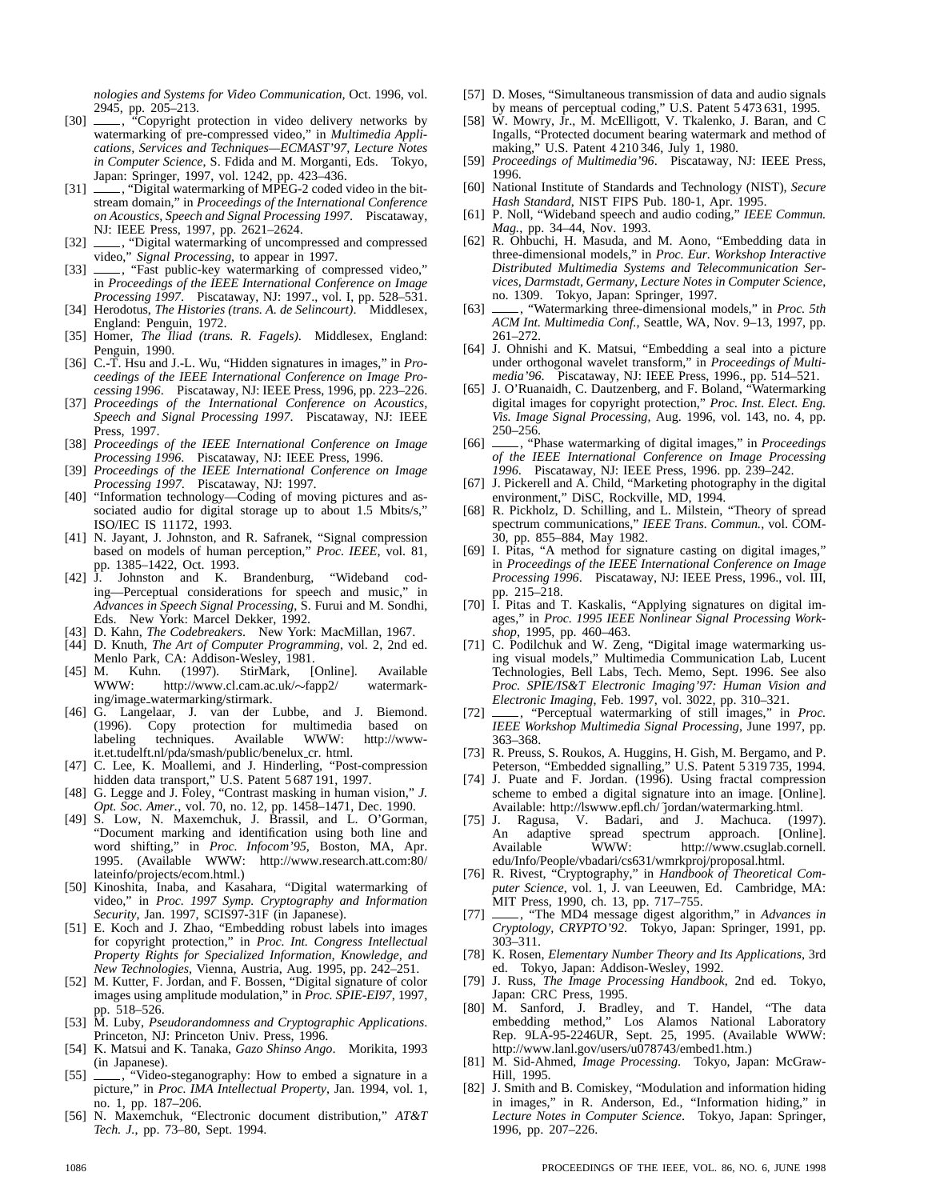*nologies and Systems for Video Communication*, Oct. 1996, vol. 2945, pp. 205–213.

[30] ——, "Copyright protection in video delivery networks by watermarking of pre-compressed video," in *Multimedia Applications, Services and Techniques—ECMAST'97, Lecture Notes in Computer Science*, S. Fdida and M. Morganti, Eds. Tokyo, Japan: Springer, 1997, vol. 1242, pp. 423–436.

[31] ——, "Digital watermarking of MPEG-2 coded video in the bitstream domain," in *Proceedings of the International Conference on Acoustics, Speech and Signal Processing 1997*. Piscataway, NJ: IEEE Press, 1997, pp. 2621–2624.

[32] ——, "Digital watermarking of uncompressed and compressed video," *Signal Processing*, to appear in 1997.

[33] ——, "Fast public-key watermarking of compressed video," in *Proceedings of the IEEE International Conference on Image Processing 1997*. Piscataway, NJ: 1997., vol. I, pp. 528–531.

[34] Herodotus, *The Histories (trans. A. de Selincourt)*. Middlesex, England: Penguin, 1972.

[35] Homer, *The Iliad (trans. R. Fagels)*. Middlesex, England: Penguin, 1990.

[36] C.-T. Hsu and J.-L. Wu, "Hidden signatures in images," in *Proceedings of the IEEE International Conference on Image Processing 1996*. Piscataway, NJ: IEEE Press, 1996, pp. 223–226.

[37] *Proceedings of the International Conference on Acoustics, Speech and Signal Processing 1997*. Piscataway, NJ: IEEE Press, 1997.

[38] *Proceedings of the IEEE International Conference on Image Processing 1996*. Piscataway, NJ: IEEE Press, 1996.

[39] *Proceedings of the IEEE International Conference on Image Processing 1997*. Piscataway, NJ: 1997.

[40] "Information technology—Coding of moving pictures and associated audio for digital storage up to about 1.5 Mbits/s," ISO/IEC IS 11172, 1993.

[41] N. Jayant, J. Johnston, and R. Safranek, "Signal compression based on models of human perception," *Proc. IEEE*, vol. 81, pp. 1385–1422, Oct. 1993.

[42] J. Johnston and K. Brandenburg, "Wideband coding—Perceptual considerations for speech and music," in *Advances in Speech Signal Processing*, S. Furui and M. Sondhi, Eds. New York: Marcel Dekker, 1992.

[43] D. Kahn, *The Codebreakers*. New York: MacMillan, 1967.

[44] D. Knuth, *The Art of Computer Programming*, vol. 2, 2nd ed. Menlo Park, CA: Addison-Wesley, 1981.

[45] M. Kuhn. (1997). StirMark, [Online]. Available WWW: http://www.cl.cam.ac.uk/~fapp2/ watermarking/image_watermarking/stirmark.

[46] G. Langelaar, J. van der Lubbe, and J. Biemond. (1996). Copy protection for multimedia based on labeling techniques. Available WWW: http://www-it.et.tudelft.nl/pda/smash/public/benelux_cr. html.

[47] C. Lee, K. Moallemi, and J. Hinderling, "Post-compression hidden data transport," U.S. Patent 5 687 191, 1997.

[48] G. Legge and J. Foley, "Contrast masking in human vision," *J. Opt. Soc. Amer.*, vol. 70, no. 12, pp. 1458–1471, Dec. 1990.

[49] S. Low, N. Maxemchuk, J. Brassil, and L. O'Gorman, "Document marking and identification using both line and word shifting," in *Proc. Infocom'95*, Boston, MA, Apr. 1995. (Available WWW: http://www.research.att.com:80/ lateinfo/projects/ecom.html.)

[50] Kinoshita, Inaba, and Kasahara, "Digital watermarking of video," in *Proc. 1997 Symp. Cryptography and Information Security*, Jan. 1997, SCIS97-31F (in Japanese).

[51] E. Koch and J. Zhao, "Embedding robust labels into images for copyright protection," in *Proc. Int. Congress Intellectual Property Rights for Specialized Information, Knowledge, and New Technologies*, Vienna, Austria, Aug. 1995, pp. 242–251.

[52] M. Kutter, F. Jordan, and F. Bossen, "Digital signature of color images using amplitude modulation," in *Proc. SPIE-EI97*, 1997, pp. 518–526.

[53] M. Luby, *Pseudorandomness and Cryptographic Applications*. Princeton, NJ: Princeton Univ. Press, 1996.

[54] K. Matsui and K. Tanaka, *Gazo Shinso Ango*. Morikita, 1993 (in Japanese).

[55] ——, "Video-steganography: How to embed a signature in a picture," in *Proc. IMA Intellectual Property*, Jan. 1994, vol. 1, no. 1, pp. 187–206.

[56] N. Maxemchuk, "Electronic document distribution," *AT&T Tech. J.*, pp. 73–80, Sept. 1994.

[57] D. Moses, "Simultaneous transmission of data and audio signals by means of perceptual coding," U.S. Patent 5 473 631, 1995.

[58] W. Mowry, Jr., M. McElligott, V. Tkalenko, J. Baran, and C Ingalls, "Protected document bearing watermark and method of making," U.S. Patent 4 210 346, July 1, 1980.

[59] *Proceedings of Multimedia'96*. Piscataway, NJ: IEEE Press, 1996.

[60] National Institute of Standards and Technology (NIST), *Secure Hash Standard*, NIST FIPS Pub. 180-1, Apr. 1995.

[61] P. Noll, "Wideband speech and audio coding," *IEEE Commun. Mag.*, pp. 34–44, Nov. 1993.

[62] R. Ohbuchi, H. Masuda, and M. Aono, "Embedding data in three-dimensional models," in *Proc. Eur. Workshop Interactive Distributed Multimedia Systems and Telecommunication Services, Darmstadt, Germany, Lecture Notes in Computer Science*, no. 1309. Tokyo, Japan: Springer, 1997.

[63] ——, "Watermarking three-dimensional models," in *Proc. 5th ACM Int. Multimedia Conf.*, Seattle, WA, Nov. 9–13, 1997, pp. 261–272.

[64] J. Ohnishi and K. Matsui, "Embedding a seal into a picture under orthogonal wavelet transform," in *Proceedings of Multimedia'96*. Piscataway, NJ: IEEE Press, 1996., pp. 514–521.

[65] J. O'Ruanaidh, C. Dautzenberg, and F. Boland, "Watermarking digital images for copyright protection," *Proc. Inst. Elect. Eng. Vis. Image Signal Processing*, Aug. 1996, vol. 143, no. 4, pp. 250–256.

[66] ——, "Phase watermarking of digital images," in *Proceedings of the IEEE International Conference on Image Processing 1996*. Piscataway, NJ: IEEE Press, 1996. pp. 239–242.

[67] J. Pickerell and A. Child, "Marketing photography in the digital environment," DiSC, Rockville, MD, 1994.

[68] R. Pickholz, D. Schilling, and L. Milstein, "Theory of spread spectrum communications," *IEEE Trans. Commun.*, vol. COM-30, pp. 855–884, May 1982.

[69] I. Pitas, "A method for signature casting on digital images," in *Proceedings of the IEEE International Conference on Image Processing 1996*. Piscataway, NJ: IEEE Press, 1996., vol. III, pp. 215–218.

[70] I. Pitas and T. Kaskalis, "Applying signatures on digital images," in *Proc. 1995 IEEE Nonlinear Signal Processing Workshop*, 1995, pp. 460–463.

[71] C. Podilchuk and W. Zeng, "Digital image watermarking using visual models," Multimedia Communication Lab, Lucent Technologies, Bell Labs, Tech. Memo, Sept. 1996. See also *Proc. SPIE/IS&T Electronic Imaging'97: Human Vision and Electronic Imaging*, Feb. 1997, vol. 3022, pp. 310–321.

[72] ——, "Perceptual watermarking of still images," in *Proc. IEEE Workshop Multimedia Signal Processing*, June 1997, pp. 363–368.

[73] R. Preuss, S. Roukos, A. Huggins, H. Gish, M. Bergamo, and P. Peterson, "Embedded signalling," U.S. Patent 5 319 735, 1994.

[74] J. Puate and F. Jordan. (1996). Using fractal compression scheme to embed a digital signature into an image. [Online]. Available: http://lswww.epfl.ch/˜jordan/watermarking.html.

[75] J. Ragusa, V. Badari, and J. Machuca. (1997). An adaptive spread spectrum approach. [Online]. Available WWW: http://www.csuglab.cornell. edu/Info/People/vbadari/cs631/wmrkproj/proposal.html.

[76] R. Rivest, "Cryptography," in *Handbook of Theoretical Computer Science*, vol. 1, J. van Leeuwen, Ed. Cambridge, MA: MIT Press, 1990, ch. 13, pp. 717–755.

[77] ——, "The MD4 message digest algorithm," in *Advances in Cryptology, CRYPTO'92*. Tokyo, Japan: Springer, 1991, pp. 303–311.

[78] K. Rosen, *Elementary Number Theory and Its Applications*, 3rd ed. Tokyo, Japan: Addison-Wesley, 1992.

[79] J. Russ, *The Image Processing Handbook*, 2nd ed. Tokyo, Japan: CRC Press, 1995.

[80] M. Sanford, J. Bradley, and T. Handel, "The data embedding method," Los Alamos National Laboratory Rep. 9LA-95-2246UR, Sept. 25, 1995. (Available WWW: http://www.lanl.gov/users/u078743/embed1.htm.)

[81] M. Sid-Ahmed, *Image Processing*. Tokyo, Japan: McGraw-Hill, 1995.

[82] J. Smith and B. Comiskey, "Modulation and information hiding in images," in R. Anderson, Ed., "Information hiding," in *Lecture Notes in Computer Science*. Tokyo, Japan: Springer, 1996, pp. 207–226.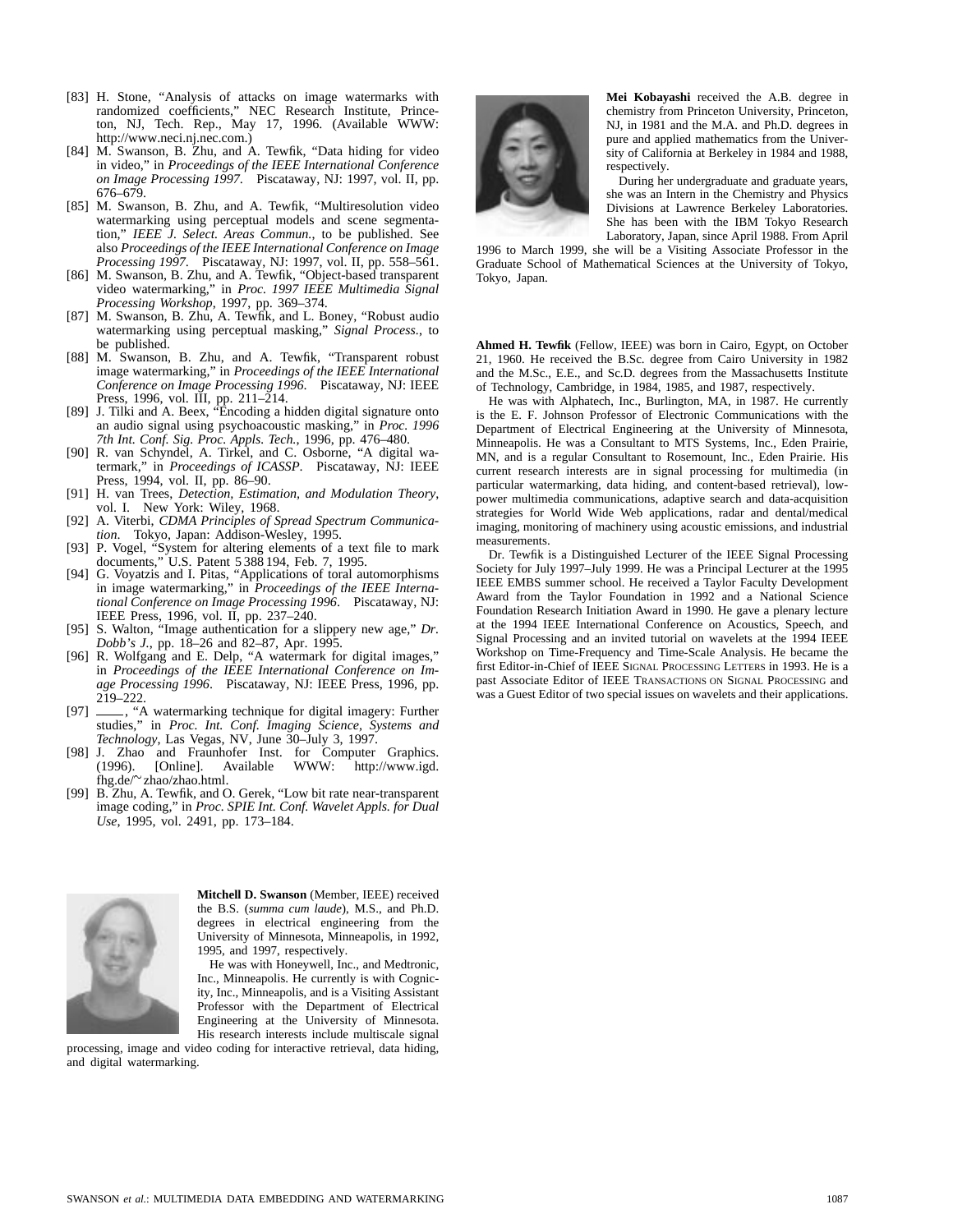[83] H. Stone, "Analysis of attacks on image watermarks with randomized coefficients," NEC Research Institute, Princeton, NJ, Tech. Rep., May 17, 1996. (Available WWW: http://www.neci.nj.nec.com.)

[84] M. Swanson, B. Zhu, and A. Tewfik, "Data hiding for video in video," in *Proceedings of the IEEE International Conference on Image Processing 1997*. Piscataway, NJ: 1997, vol. II, pp. 676–679.

[85] M. Swanson, B. Zhu, and A. Tewfik, "Multiresolution video watermarking using perceptual models and scene segmentation," *IEEE J. Select. Areas Commun.*, to be published. See also *Proceedings of the IEEE International Conference on Image Processing 1997*. Piscataway, NJ: 1997, vol. II, pp. 558–561.

[86] M. Swanson, B. Zhu, and A. Tewfik, "Object-based transparent video watermarking," in *Proc. 1997 IEEE Multimedia Signal Processing Workshop*, 1997, pp. 369–374.

[87] M. Swanson, B. Zhu, A. Tewfik, and L. Boney, "Robust audio watermarking using perceptual masking," *Signal Process.*, to be published.

[88] M. Swanson, B. Zhu, and A. Tewfik, "Transparent robust image watermarking," in *Proceedings of the IEEE International Conference on Image Processing 1996*. Piscataway, NJ: IEEE Press, 1996, vol. III, pp. 211–214.

[89] J. Tilki and A. Beex, "Encoding a hidden digital signature onto an audio signal using psychoacoustic masking," in *Proc. 1996 7th Int. Conf. Sig. Proc. Appls. Tech.*, 1996, pp. 476–480.

[90] R. van Schyndel, A. Tirkel, and C. Osborne, "A digital watermark," in *Proceedings of ICASSP*. Piscataway, NJ: IEEE Press, 1994, vol. II, pp. 86–90.

[91] H. van Trees, *Detection, Estimation, and Modulation Theory*, vol. I. New York: Wiley, 1968.

[92] A. Viterbi, *CDMA Principles of Spread Spectrum Communication*. Tokyo, Japan: Addison-Wesley, 1995.

[93] P. Vogel, "System for altering elements of a text file to mark documents," U.S. Patent 5 388 194, Feb. 7, 1995.

[94] G. Voyatzis and I. Pitas, "Applications of toral automorphisms in image watermarking," in *Proceedings of the IEEE International Conference on Image Processing 1996*. Piscataway, NJ: IEEE Press, 1996, vol. II, pp. 237–240.

[95] S. Walton, "Image authentication for a slippery new age," *Dr. Dobb's J.*, pp. 18–26 and 82–87, Apr. 1995.

[96] R. Wolfgang and E. Delp, "A watermark for digital images," in *Proceedings of the IEEE International Conference on Image Processing 1996*. Piscataway, NJ: IEEE Press, 1996, pp. 219–222.

[97] ——, "A watermarking technique for digital imagery: Further studies," in *Proc. Int. Conf. Imaging Science, Systems and Technology*, Las Vegas, NV, June 30–July 3, 1997.

[98] J. Zhao and Fraunhofer Inst. for Computer Graphics. (1996). [Online]. Available WWW: http://www.igd.fhg.de/~zhao/zhao.html.

[99] B. Zhu, A. Tewfik, and O. Gerek, "Low bit rate near-transparent image coding," in *Proc. SPIE Int. Conf. Wavelet Appls. for Dual Use*, 1995, vol. 2491, pp. 173–184.

**Mitchell D. Swanson** (Member, IEEE) received the B.S. (*summa cum laude*), M.S., and Ph.D. degrees in electrical engineering from the University of Minnesota, Minneapolis, in 1992, 1995, and 1997, respectively.

He was with Honeywell, Inc., and Medtronic, Inc., Minneapolis. He currently is with Cognicity, Inc., Minneapolis, and is a Visiting Assistant Professor with the Department of Electrical Engineering at the University of Minnesota. His research interests include multiscale signal processing, image and video coding for interactive retrieval, data hiding, and digital watermarking.

**Mei Kobayashi** received the A.B. degree in chemistry from Princeton University, Princeton, NJ, in 1981 and the M.A. and Ph.D. degrees in pure and applied mathematics from the University of California at Berkeley in 1984 and 1988, respectively.

During her undergraduate and graduate years, she was an Intern in the Chemistry and Physics Divisions at Lawrence Berkeley Laboratories. She has been with the IBM Tokyo Research Laboratory, Japan, since April 1988. From April 1996 to March 1999, she will be a Visiting Associate Professor in the Graduate School of Mathematical Sciences at the University of Tokyo, Tokyo, Japan.

**Ahmed H. Tewfik** (Fellow, IEEE) was born in Cairo, Egypt, on October 21, 1960. He received the B.Sc. degree from Cairo University in 1982 and the M.Sc., E.E., and Sc.D. degrees from the Massachusetts Institute of Technology, Cambridge, in 1984, 1985, and 1987, respectively.

He was with Alphatech, Inc., Burlington, MA, in 1987. He currently is the E. F. Johnson Professor of Electronic Communications with the Department of Electrical Engineering at the University of Minnesota, Minneapolis. He was a Consultant to MTS Systems, Inc., Eden Prairie, MN, and is a regular Consultant to Rosemount, Inc., Eden Prairie. His current research interests are in signal processing for multimedia (in particular watermarking, data hiding, and content-based retrieval), low-power multimedia communications, adaptive search and data-acquisition strategies for World Wide Web applications, radar and dental/medical imaging, monitoring of machinery using acoustic emissions, and industrial measurements.

Dr. Tewfik is a Distinguished Lecturer of the IEEE Signal Processing Society for July 1997–July 1999. He was a Principal Lecturer at the 1995 IEEE EMBS summer school. He received a Taylor Faculty Development Award from the Taylor Foundation in 1992 and a National Science Foundation Research Initiation Award in 1990. He gave a plenary lecture at the 1994 IEEE International Conference on Acoustics, Speech, and Signal Processing and an invited tutorial on wavelets at the 1994 IEEE Workshop on Time-Frequency and Time-Scale Analysis. He became the first Editor-in-Chief of IEEE SIGNAL PROCESSING LETTERS in 1993. He is a past Associate Editor of IEEE TRANSACTIONS ON SIGNAL PROCESSING and was a Guest Editor of two special issues on wavelets and their applications.